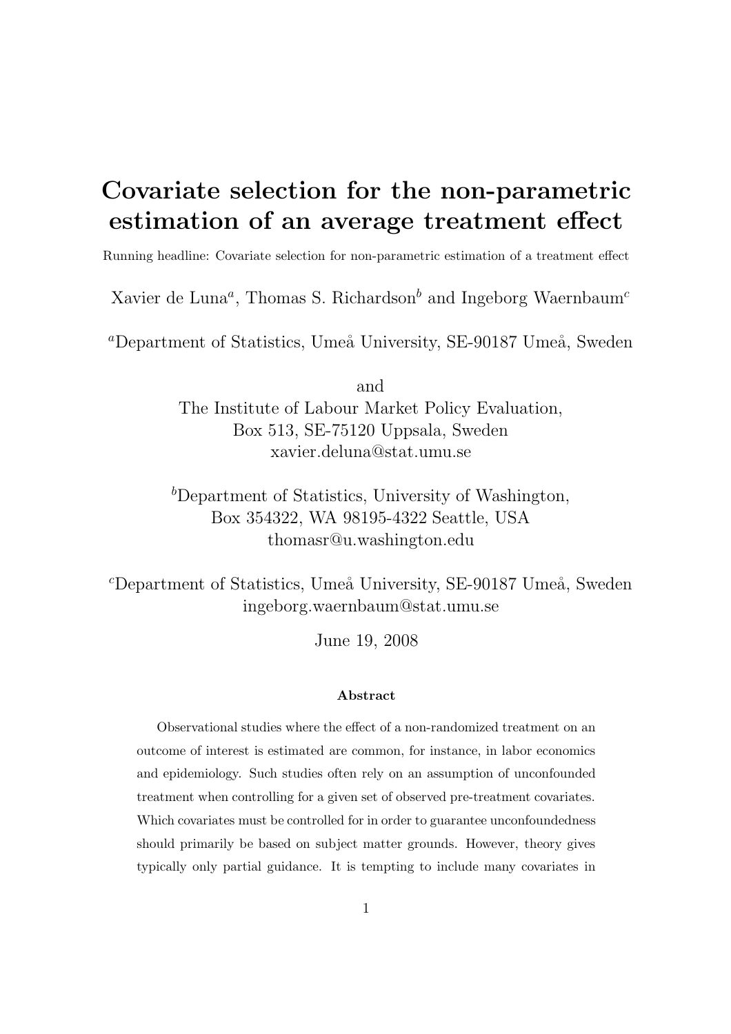# Covariate selection for the non-parametric estimation of an average treatment effect

Running headline: Covariate selection for non-parametric estimation of a treatment effect

Xavier de Luna[a], Thomas S. Richardson[b] and Ingeborg Waernbaum[c]

[a]Department of Statistics, Umeå University, SE-90187 Umeå, Sweden

and

The Institute of Labour Market Policy Evaluation,
Box 513, SE-75120 Uppsala, Sweden
xavier.deluna@stat.umu.se

[b]Department of Statistics, University of Washington,
Box 354322, WA 98195-4322 Seattle, USA
thomasr@u.washington.edu

[c]Department of Statistics, Umeå University, SE-90187 Umeå, Sweden
ingeborg.waernbaum@stat.umu.se

June 19, 2008

### Abstract

Observational studies where the effect of a non-randomized treatment on an outcome of interest is estimated are common, for instance, in labor economics and epidemiology. Such studies often rely on an assumption of unconfounded treatment when controlling for a given set of observed pre-treatment covariates. Which covariates must be controlled for in order to guarantee unconfoundedness should primarily be based on subject matter grounds. However, theory gives typically only partial guidance. It is tempting to include many covariates in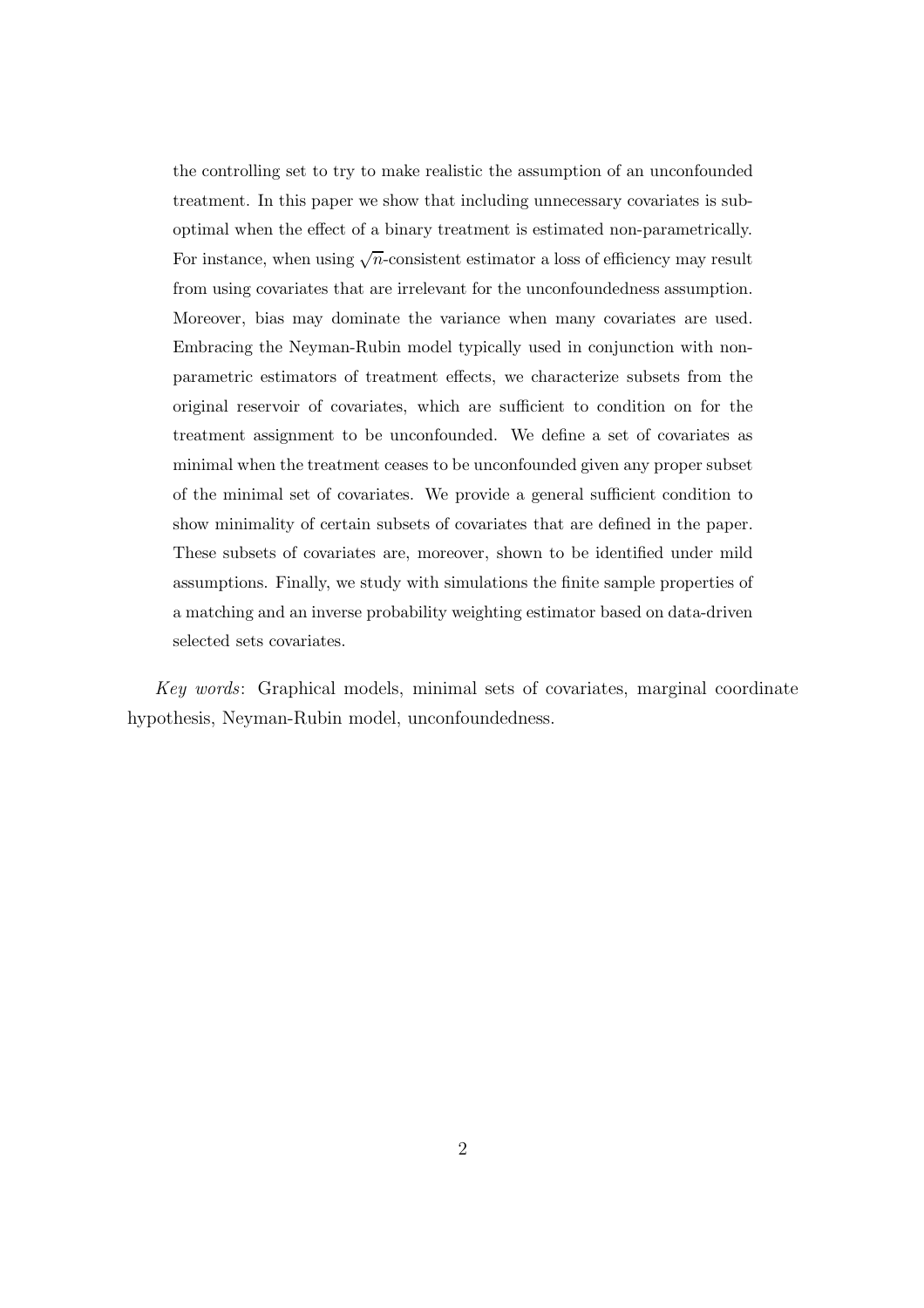the controlling set to try to make realistic the assumption of an unconfounded treatment. In this paper we show that including unnecessary covariates is suboptimal when the effect of a binary treatment is estimated non-parametrically. For instance, when using $\sqrt{n}$-consistent estimator a loss of efficiency may result from using covariates that are irrelevant for the unconfoundedness assumption. Moreover, bias may dominate the variance when many covariates are used. Embracing the Neyman-Rubin model typically used in conjunction with non-parametric estimators of treatment effects, we characterize subsets from the original reservoir of covariates, which are sufficient to condition on for the treatment assignment to be unconfounded. We define a set of covariates as minimal when the treatment ceases to be unconfounded given any proper subset of the minimal set of covariates. We provide a general sufficient condition to show minimality of certain subsets of covariates that are defined in the paper. These subsets of covariates are, moreover, shown to be identified under mild assumptions. Finally, we study with simulations the finite sample properties of a matching and an inverse probability weighting estimator based on data-driven selected sets covariates.

*Key words*: Graphical models, minimal sets of covariates, marginal coordinate hypothesis, Neyman-Rubin model, unconfoundedness.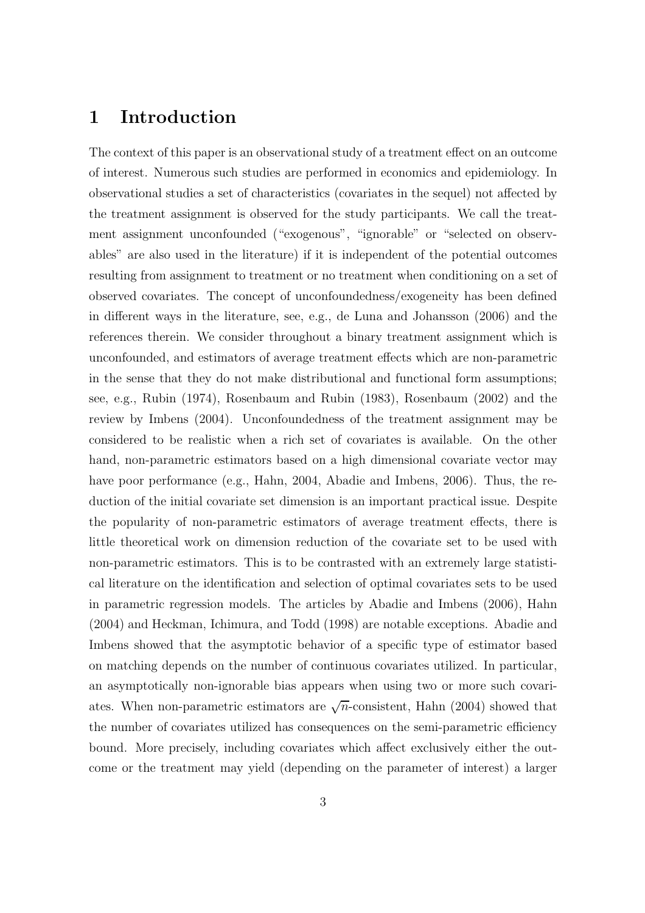# 1 Introduction

The context of this paper is an observational study of a treatment effect on an outcome of interest. Numerous such studies are performed in economics and epidemiology. In observational studies a set of characteristics (covariates in the sequel) not affected by the treatment assignment is observed for the study participants. We call the treatment assignment unconfounded ("exogenous", "ignorable" or "selected on observables" are also used in the literature) if it is independent of the potential outcomes resulting from assignment to treatment or no treatment when conditioning on a set of observed covariates. The concept of unconfoundedness/exogeneity has been defined in different ways in the literature, see, e.g., de Luna and Johansson (2006) and the references therein. We consider throughout a binary treatment assignment which is unconfounded, and estimators of average treatment effects which are non-parametric in the sense that they do not make distributional and functional form assumptions; see, e.g., Rubin (1974), Rosenbaum and Rubin (1983), Rosenbaum (2002) and the review by Imbens (2004). Unconfoundedness of the treatment assignment may be considered to be realistic when a rich set of covariates is available. On the other hand, non-parametric estimators based on a high dimensional covariate vector may have poor performance (e.g., Hahn, 2004, Abadie and Imbens, 2006). Thus, the reduction of the initial covariate set dimension is an important practical issue. Despite the popularity of non-parametric estimators of average treatment effects, there is little theoretical work on dimension reduction of the covariate set to be used with non-parametric estimators. This is to be contrasted with an extremely large statistical literature on the identification and selection of optimal covariates sets to be used in parametric regression models. The articles by Abadie and Imbens (2006), Hahn (2004) and Heckman, Ichimura, and Todd (1998) are notable exceptions. Abadie and Imbens showed that the asymptotic behavior of a specific type of estimator based on matching depends on the number of continuous covariates utilized. In particular, an asymptotically non-ignorable bias appears when using two or more such covariates. When non-parametric estimators are $\sqrt{n}$-consistent, Hahn (2004) showed that the number of covariates utilized has consequences on the semi-parametric efficiency bound. More precisely, including covariates which affect exclusively either the outcome or the treatment may yield (depending on the parameter of interest) a larger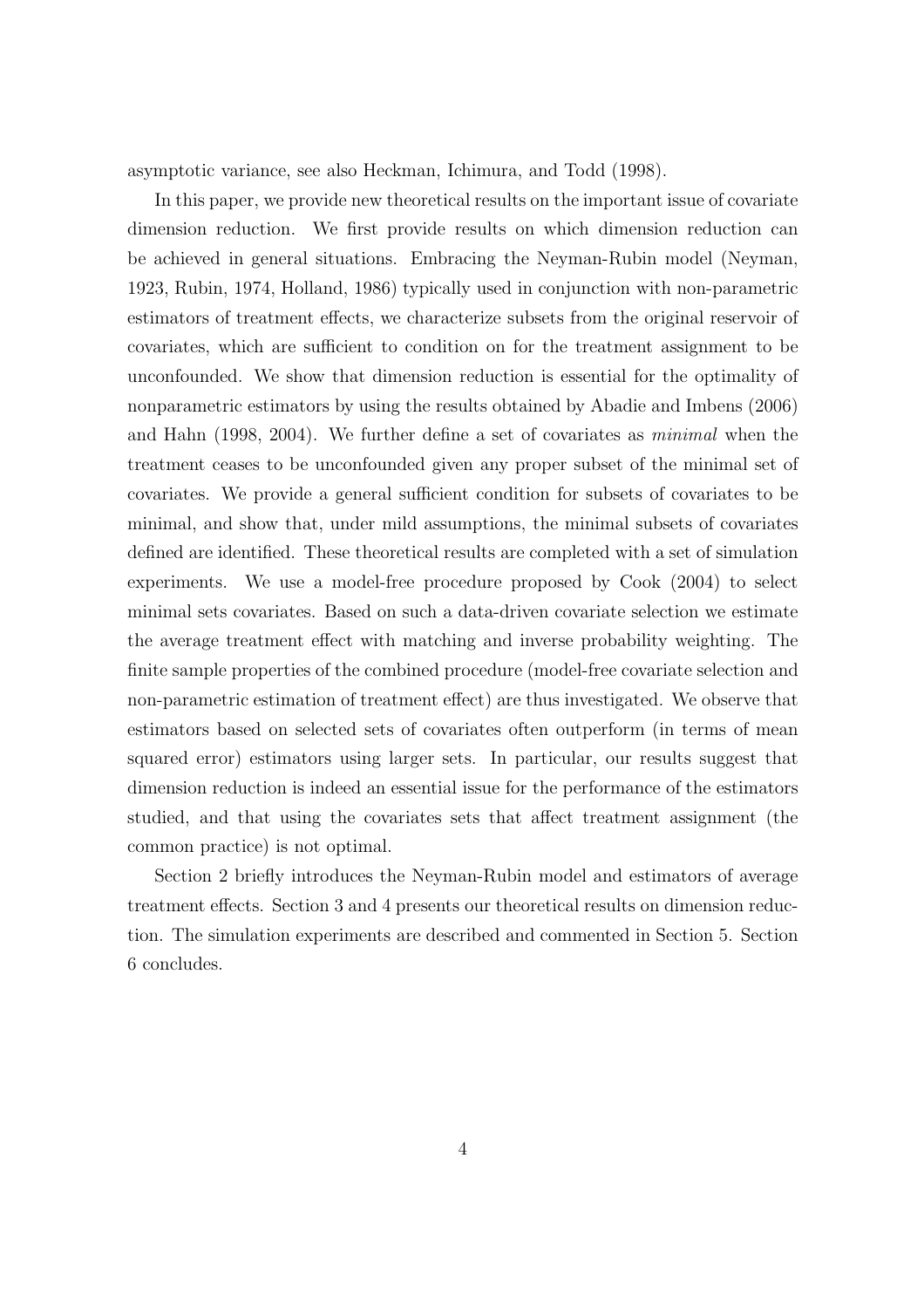asymptotic variance, see also Heckman, Ichimura, and Todd (1998).

In this paper, we provide new theoretical results on the important issue of covariate dimension reduction. We first provide results on which dimension reduction can be achieved in general situations. Embracing the Neyman-Rubin model (Neyman, 1923, Rubin, 1974, Holland, 1986) typically used in conjunction with non-parametric estimators of treatment effects, we characterize subsets from the original reservoir of covariates, which are sufficient to condition on for the treatment assignment to be unconfounded. We show that dimension reduction is essential for the optimality of nonparametric estimators by using the results obtained by Abadie and Imbens (2006) and Hahn (1998, 2004). We further define a set of covariates as *minimal* when the treatment ceases to be unconfounded given any proper subset of the minimal set of covariates. We provide a general sufficient condition for subsets of covariates to be minimal, and show that, under mild assumptions, the minimal subsets of covariates defined are identified. These theoretical results are completed with a set of simulation experiments. We use a model-free procedure proposed by Cook (2004) to select minimal sets covariates. Based on such a data-driven covariate selection we estimate the average treatment effect with matching and inverse probability weighting. The finite sample properties of the combined procedure (model-free covariate selection and non-parametric estimation of treatment effect) are thus investigated. We observe that estimators based on selected sets of covariates often outperform (in terms of mean squared error) estimators using larger sets. In particular, our results suggest that dimension reduction is indeed an essential issue for the performance of the estimators studied, and that using the covariates sets that affect treatment assignment (the common practice) is not optimal.

Section 2 briefly introduces the Neyman-Rubin model and estimators of average treatment effects. Section 3 and 4 presents our theoretical results on dimension reduction. The simulation experiments are described and commented in Section 5. Section 6 concludes.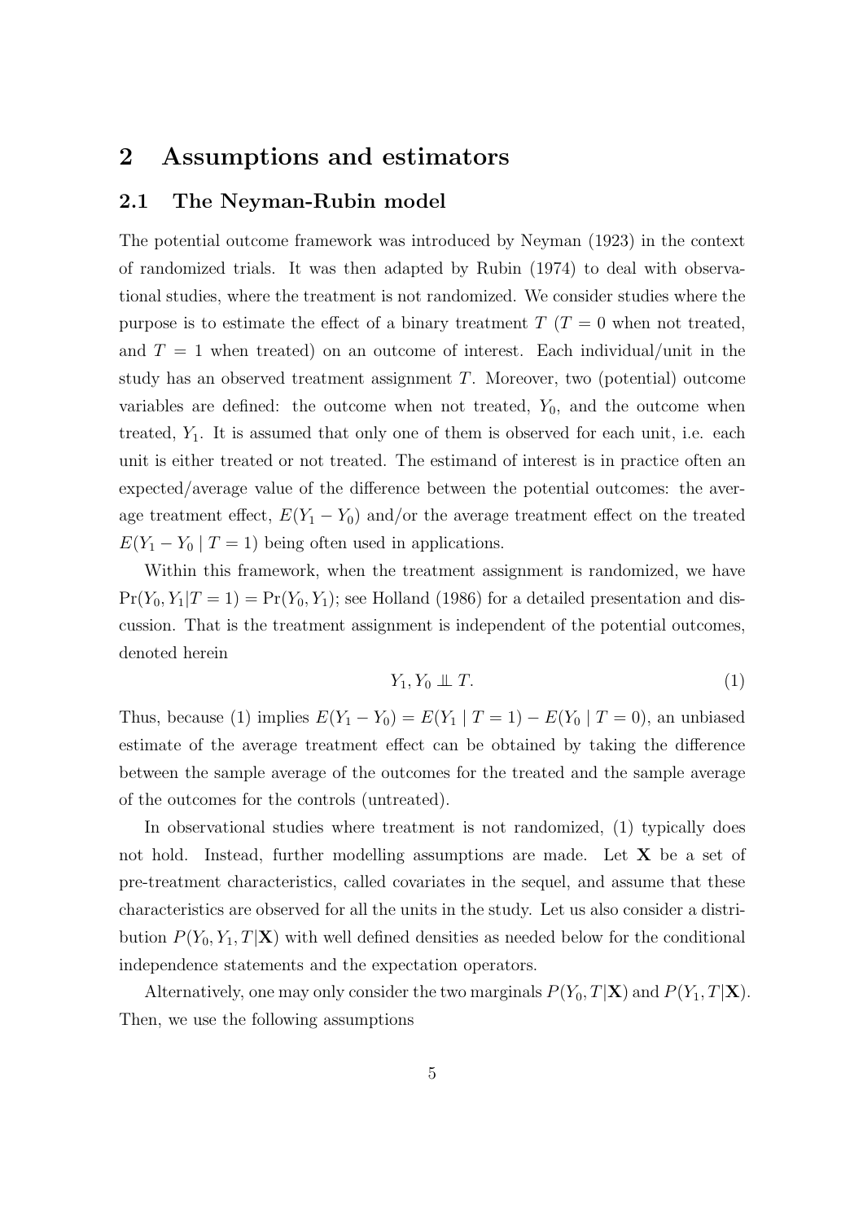## 2 Assumptions and estimators

### 2.1 The Neyman-Rubin model

The potential outcome framework was introduced by Neyman (1923) in the context of randomized trials. It was then adapted by Rubin (1974) to deal with observational studies, where the treatment is not randomized. We consider studies where the purpose is to estimate the effect of a binary treatment $T$ ($T = 0$ when not treated, and $T = 1$ when treated) on an outcome of interest. Each individual/unit in the study has an observed treatment assignment $T$. Moreover, two (potential) outcome variables are defined: the outcome when not treated, $Y_0$, and the outcome when treated, $Y_1$. It is assumed that only one of them is observed for each unit, i.e. each unit is either treated or not treated. The estimand of interest is in practice often an expected/average value of the difference between the potential outcomes: the average treatment effect, $E(Y_1 - Y_0)$ and/or the average treatment effect on the treated $E(Y_1 - Y_0 \mid T = 1)$ being often used in applications.

Within this framework, when the treatment assignment is randomized, we have $\Pr(Y_0, Y_1|T = 1) = \Pr(Y_0, Y_1)$; see Holland (1986) for a detailed presentation and discussion. That is the treatment assignment is independent of the potential outcomes, denoted herein

$$Y_1, Y_0 \perp\!\!\!\perp T. \tag{1}$$

Thus, because (1) implies $E(Y_1 - Y_0) = E(Y_1 \mid T = 1) - E(Y_0 \mid T = 0)$, an unbiased estimate of the average treatment effect can be obtained by taking the difference between the sample average of the outcomes for the treated and the sample average of the outcomes for the controls (untreated).

In observational studies where treatment is not randomized, (1) typically does not hold. Instead, further modelling assumptions are made. Let $\mathbf{X}$ be a set of pre-treatment characteristics, called covariates in the sequel, and assume that these characteristics are observed for all the units in the study. Let us also consider a distribution $P(Y_0, Y_1, T|\mathbf{X})$ with well defined densities as needed below for the conditional independence statements and the expectation operators.

Alternatively, one may only consider the two marginals $P(Y_0, T|\mathbf{X})$ and $P(Y_1, T|\mathbf{X})$. Then, we use the following assumptions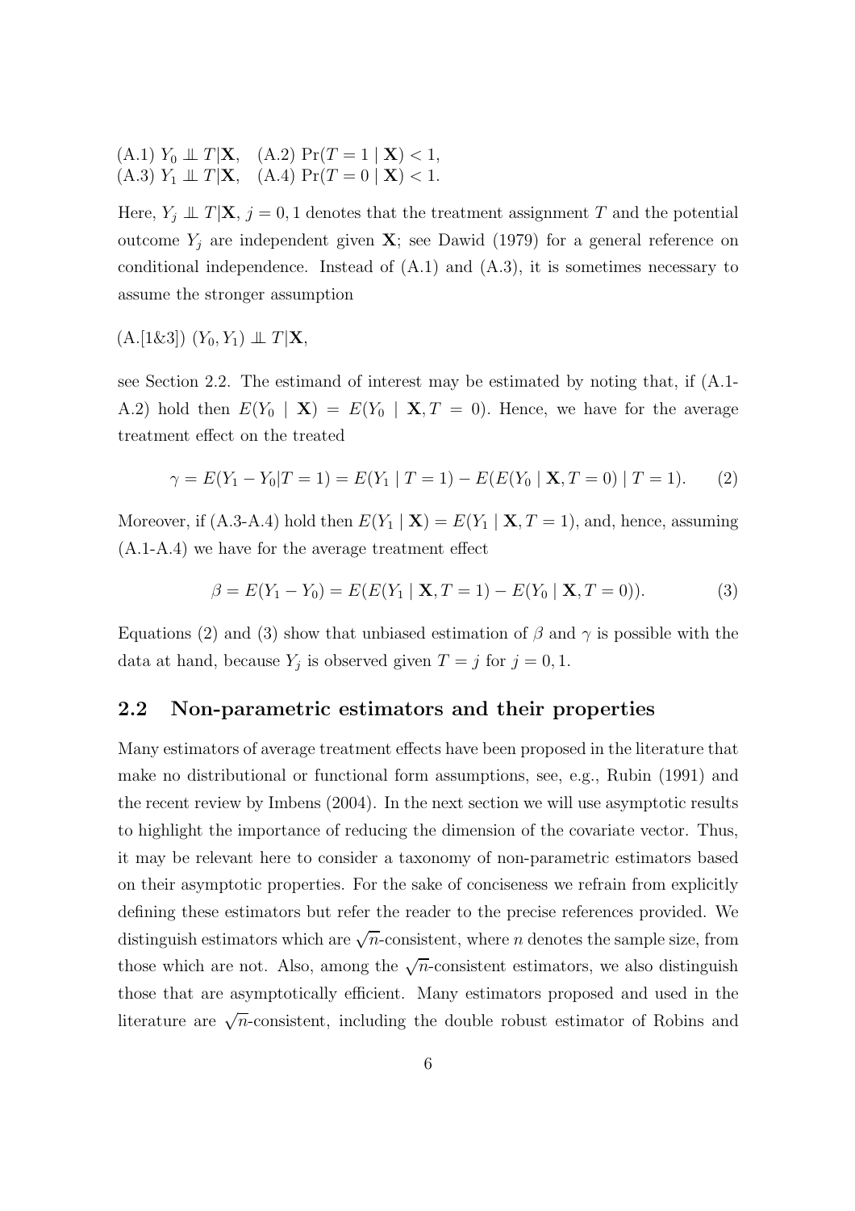(A.1) $Y_0 \perp\!\!\!\perp T|\mathbf{X}$, (A.2) $\Pr(T = 1 \mid \mathbf{X}) < 1$,
(A.3) $Y_1 \perp\!\!\!\perp T|\mathbf{X}$, (A.4) $\Pr(T = 0 \mid \mathbf{X}) < 1$.

Here, $Y_j \perp\!\!\!\perp T|\mathbf{X}$, $j = 0, 1$ denotes that the treatment assignment $T$ and the potential outcome $Y_j$ are independent given $\mathbf{X}$; see Dawid (1979) for a general reference on conditional independence. Instead of (A.1) and (A.3), it is sometimes necessary to assume the stronger assumption

(A.[1&3]) $(Y_0, Y_1) \perp\!\!\!\perp T|\mathbf{X}$,

see Section 2.2. The estimand of interest may be estimated by noting that, if (A.1-A.2) hold then $E(Y_0 \mid \mathbf{X}) = E(Y_0 \mid \mathbf{X}, T = 0)$. Hence, we have for the average treatment effect on the treated

$$\gamma = E(Y_1 - Y_0|T = 1) = E(Y_1 \mid T = 1) - E(E(Y_0 \mid \mathbf{X}, T = 0) \mid T = 1). \qquad (2)$$

Moreover, if (A.3-A.4) hold then $E(Y_1 \mid \mathbf{X}) = E(Y_1 \mid \mathbf{X}, T = 1)$, and, hence, assuming (A.1-A.4) we have for the average treatment effect

$$\beta = E(Y_1 - Y_0) = E(E(Y_1 \mid \mathbf{X}, T = 1) - E(Y_0 \mid \mathbf{X}, T = 0)). \qquad (3)$$

Equations (2) and (3) show that unbiased estimation of $\beta$ and $\gamma$ is possible with the data at hand, because $Y_j$ is observed given $T = j$ for $j = 0, 1$.

## 2.2 Non-parametric estimators and their properties

Many estimators of average treatment effects have been proposed in the literature that make no distributional or functional form assumptions, see, e.g., Rubin (1991) and the recent review by Imbens (2004). In the next section we will use asymptotic results to highlight the importance of reducing the dimension of the covariate vector. Thus, it may be relevant here to consider a taxonomy of non-parametric estimators based on their asymptotic properties. For the sake of conciseness we refrain from explicitly defining these estimators but refer the reader to the precise references provided. We distinguish estimators which are $\sqrt{n}$-consistent, where $n$ denotes the sample size, from those which are not. Also, among the $\sqrt{n}$-consistent estimators, we also distinguish those that are asymptotically efficient. Many estimators proposed and used in the literature are $\sqrt{n}$-consistent, including the double robust estimator of Robins and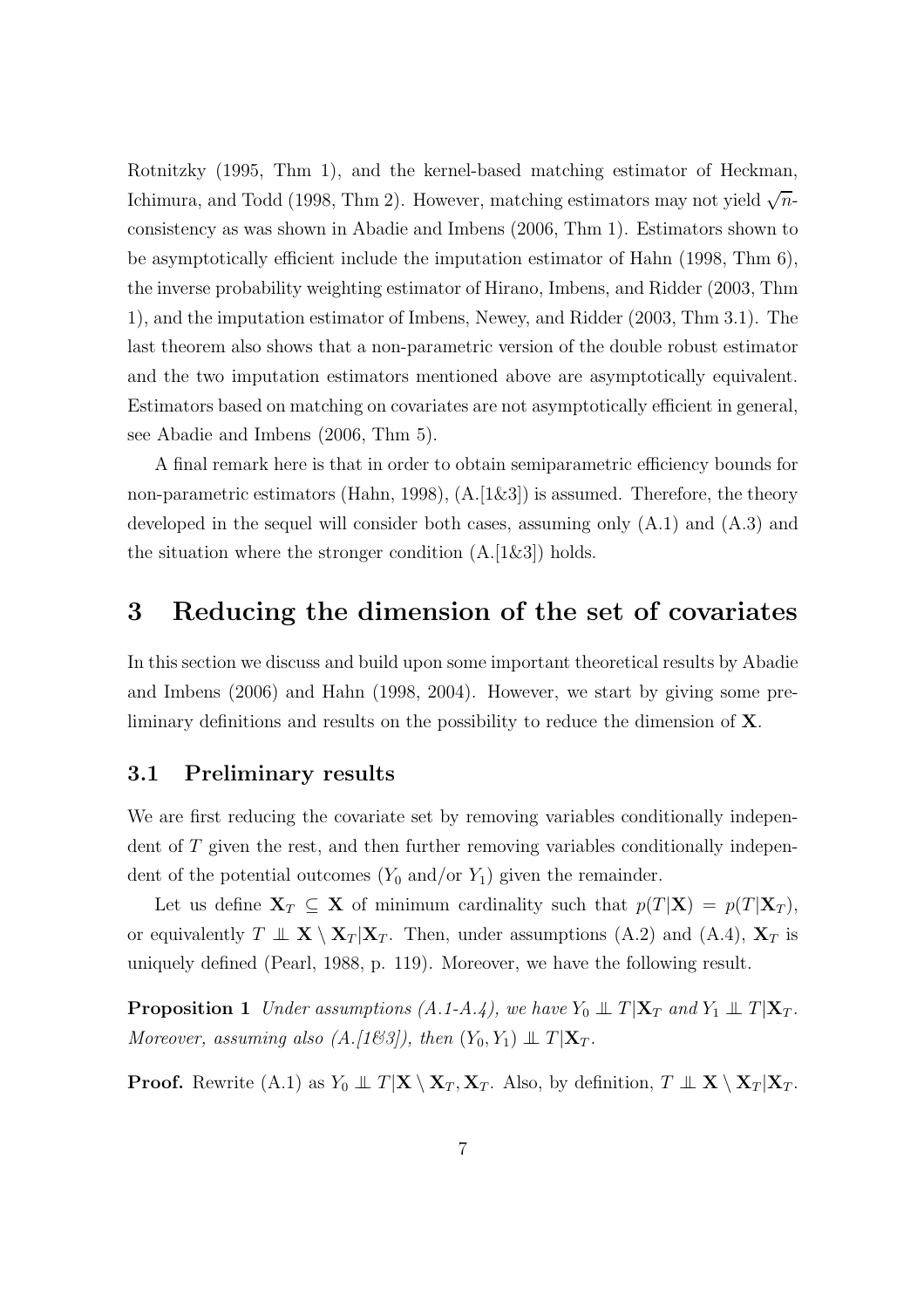Rotnitzky (1995, Thm 1), and the kernel-based matching estimator of Heckman, Ichimura, and Todd (1998, Thm 2). However, matching estimators may not yield $\sqrt{n}$-consistency as was shown in Abadie and Imbens (2006, Thm 1). Estimators shown to be asymptotically efficient include the imputation estimator of Hahn (1998, Thm 6), the inverse probability weighting estimator of Hirano, Imbens, and Ridder (2003, Thm 1), and the imputation estimator of Imbens, Newey, and Ridder (2003, Thm 3.1). The last theorem also shows that a non-parametric version of the double robust estimator and the two imputation estimators mentioned above are asymptotically equivalent. Estimators based on matching on covariates are not asymptotically efficient in general, see Abadie and Imbens (2006, Thm 5).

A final remark here is that in order to obtain semiparametric efficiency bounds for non-parametric estimators (Hahn, 1998), (A.[1&3]) is assumed. Therefore, the theory developed in the sequel will consider both cases, assuming only (A.1) and (A.3) and the situation where the stronger condition (A.[1&3]) holds.

# 3 Reducing the dimension of the set of covariates

In this section we discuss and build upon some important theoretical results by Abadie and Imbens (2006) and Hahn (1998, 2004). However, we start by giving some preliminary definitions and results on the possibility to reduce the dimension of $\mathbf{X}$.

## 3.1 Preliminary results

We are first reducing the covariate set by removing variables conditionally independent of $T$ given the rest, and then further removing variables conditionally independent of the potential outcomes ($Y_0$ and/or $Y_1$) given the remainder.

Let us define $\mathbf{X}_T \subseteq \mathbf{X}$ of minimum cardinality such that $p(T|\mathbf{X}) = p(T|\mathbf{X}_T)$, or equivalently $T \perp\!\!\!\perp \mathbf{X} \setminus \mathbf{X}_T | \mathbf{X}_T$. Then, under assumptions (A.2) and (A.4), $\mathbf{X}_T$ is uniquely defined (Pearl, 1988, p. 119). Moreover, we have the following result.

**Proposition 1** *Under assumptions (A.1-A.4), we have* $Y_0 \perp\!\!\!\perp T | \mathbf{X}_T$ *and* $Y_1 \perp\!\!\!\perp T | \mathbf{X}_T$. *Moreover, assuming also (A.[1&3]), then* $(Y_0, Y_1) \perp\!\!\!\perp T | \mathbf{X}_T$.

**Proof.** Rewrite (A.1) as $Y_0 \perp\!\!\!\perp T | \mathbf{X} \setminus \mathbf{X}_T, \mathbf{X}_T$. Also, by definition, $T \perp\!\!\!\perp \mathbf{X} \setminus \mathbf{X}_T | \mathbf{X}_T$.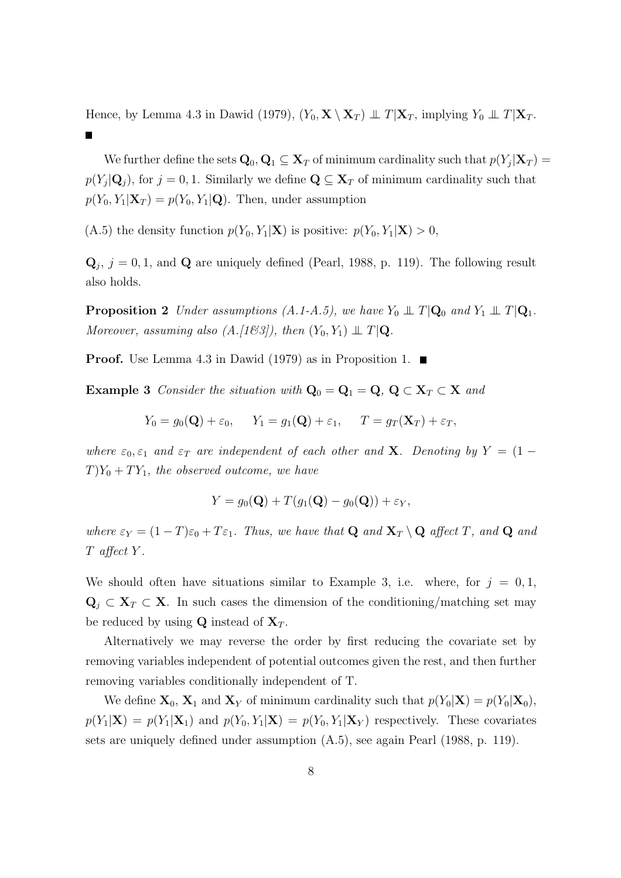Hence, by Lemma 4.3 in Dawid (1979), $(Y_0, \mathbf{X} \setminus \mathbf{X}_T) \perp\!\!\!\perp T | \mathbf{X}_T$, implying $Y_0 \perp\!\!\!\perp T | \mathbf{X}_T$. ■

We further define the sets $\mathbf{Q}_0, \mathbf{Q}_1 \subseteq \mathbf{X}_T$ of minimum cardinality such that $p(Y_j|\mathbf{X}_T) = p(Y_j|\mathbf{Q}_j)$, for $j = 0, 1$. Similarly we define $\mathbf{Q} \subseteq \mathbf{X}_T$ of minimum cardinality such that $p(Y_0, Y_1|\mathbf{X}_T) = p(Y_0, Y_1|\mathbf{Q})$. Then, under assumption

(A.5) the density function $p(Y_0, Y_1|\mathbf{X})$ is positive: $p(Y_0, Y_1|\mathbf{X}) > 0$,

$\mathbf{Q}_j$, $j = 0, 1$, and $\mathbf{Q}$ are uniquely defined (Pearl, 1988, p. 119). The following result also holds.

**Proposition 2** *Under assumptions (A.1-A.5), we have $Y_0 \perp\!\!\!\perp T|\mathbf{Q}_0$ and $Y_1 \perp\!\!\!\perp T|\mathbf{Q}_1$. Moreover, assuming also (A.[1&3]), then $(Y_0, Y_1) \perp\!\!\!\perp T|\mathbf{Q}$.*

**Proof.** Use Lemma 4.3 in Dawid (1979) as in Proposition 1. ■

**Example 3** *Consider the situation with $\mathbf{Q}_0 = \mathbf{Q}_1 = \mathbf{Q}$, $\mathbf{Q} \subset \mathbf{X}_T \subset \mathbf{X}$ and*

$$Y_0 = g_0(\mathbf{Q}) + \varepsilon_0, \qquad Y_1 = g_1(\mathbf{Q}) + \varepsilon_1, \qquad T = g_T(\mathbf{X}_T) + \varepsilon_T,$$

*where $\varepsilon_0, \varepsilon_1$ and $\varepsilon_T$ are independent of each other and $\mathbf{X}$. Denoting by $Y = (1 - T)Y_0 + TY_1$, the observed outcome, we have*

$$Y = g_0(\mathbf{Q}) + T(g_1(\mathbf{Q}) - g_0(\mathbf{Q})) + \varepsilon_Y,$$

*where $\varepsilon_Y = (1 - T)\varepsilon_0 + T\varepsilon_1$. Thus, we have that $\mathbf{Q}$ and $\mathbf{X}_T \setminus \mathbf{Q}$ affect $T$, and $\mathbf{Q}$ and $T$ affect $Y$.*

We should often have situations similar to Example 3, i.e. where, for $j = 0, 1$, $\mathbf{Q}_j \subset \mathbf{X}_T \subset \mathbf{X}$. In such cases the dimension of the conditioning/matching set may be reduced by using $\mathbf{Q}$ instead of $\mathbf{X}_T$.

Alternatively we may reverse the order by first reducing the covariate set by removing variables independent of potential outcomes given the rest, and then further removing variables conditionally independent of T.

We define $\mathbf{X}_0$, $\mathbf{X}_1$ and $\mathbf{X}_Y$ of minimum cardinality such that $p(Y_0|\mathbf{X}) = p(Y_0|\mathbf{X}_0)$, $p(Y_1|\mathbf{X}) = p(Y_1|\mathbf{X}_1)$ and $p(Y_0, Y_1|\mathbf{X}) = p(Y_0, Y_1|\mathbf{X}_Y)$ respectively. These covariates sets are uniquely defined under assumption (A.5), see again Pearl (1988, p. 119).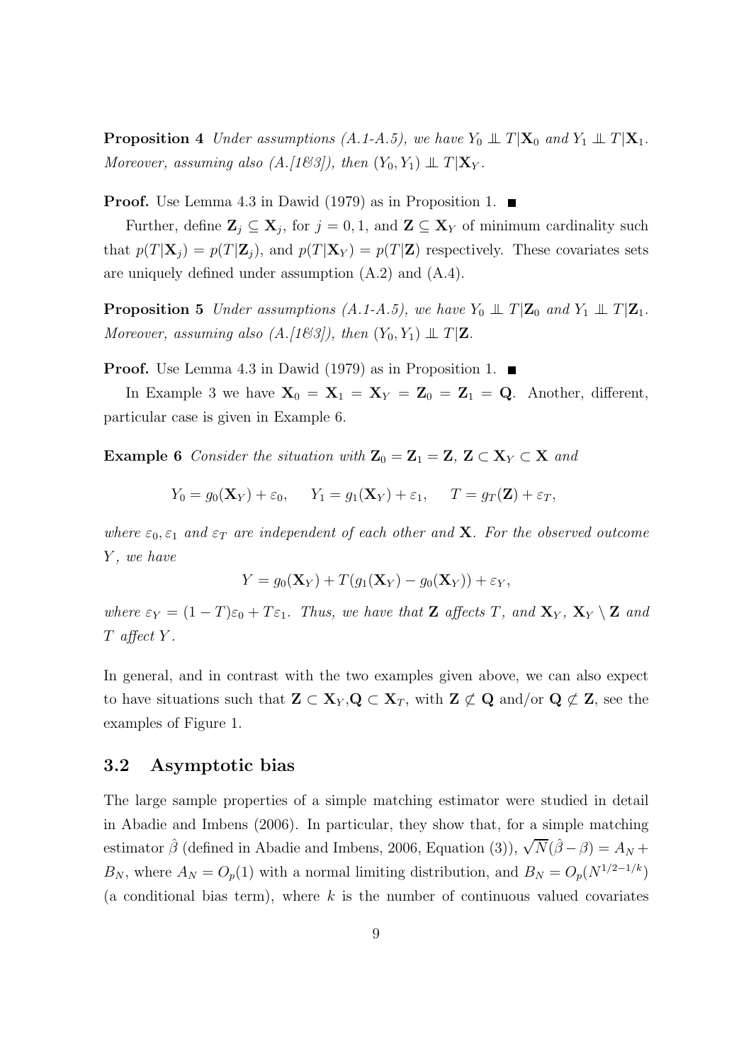**Proposition 4** *Under assumptions (A.1-A.5), we have $Y_0 \perp\!\!\!\perp T|\mathbf{X}_0$ and $Y_1 \perp\!\!\!\perp T|\mathbf{X}_1$. Moreover, assuming also (A.[1&3]), then $(Y_0, Y_1) \perp\!\!\!\perp T|\mathbf{X}_Y$.*

**Proof.** Use Lemma 4.3 in Dawid (1979) as in Proposition 1. ■

Further, define $\mathbf{Z}_j \subseteq \mathbf{X}_j$, for $j = 0, 1$, and $\mathbf{Z} \subseteq \mathbf{X}_Y$ of minimum cardinality such that $p(T|\mathbf{X}_j) = p(T|\mathbf{Z}_j)$, and $p(T|\mathbf{X}_Y) = p(T|\mathbf{Z})$ respectively. These covariates sets are uniquely defined under assumption (A.2) and (A.4).

**Proposition 5** *Under assumptions (A.1-A.5), we have $Y_0 \perp\!\!\!\perp T|\mathbf{Z}_0$ and $Y_1 \perp\!\!\!\perp T|\mathbf{Z}_1$. Moreover, assuming also (A.[1&3]), then $(Y_0, Y_1) \perp\!\!\!\perp T|\mathbf{Z}$.*

**Proof.** Use Lemma 4.3 in Dawid (1979) as in Proposition 1. ■

In Example 3 we have $\mathbf{X}_0 = \mathbf{X}_1 = \mathbf{X}_Y = \mathbf{Z}_0 = \mathbf{Z}_1 = \mathbf{Q}$. Another, different, particular case is given in Example 6.

**Example 6** *Consider the situation with $\mathbf{Z}_0 = \mathbf{Z}_1 = \mathbf{Z}$, $\mathbf{Z} \subset \mathbf{X}_Y \subset \mathbf{X}$ and*

$$Y_0 = g_0(\mathbf{X}_Y) + \varepsilon_0, \qquad Y_1 = g_1(\mathbf{X}_Y) + \varepsilon_1, \qquad T = g_T(\mathbf{Z}) + \varepsilon_T,$$

*where $\varepsilon_0, \varepsilon_1$ and $\varepsilon_T$ are independent of each other and $\mathbf{X}$. For the observed outcome $Y$, we have*

$$Y = g_0(\mathbf{X}_Y) + T(g_1(\mathbf{X}_Y) - g_0(\mathbf{X}_Y)) + \varepsilon_Y,$$

*where $\varepsilon_Y = (1 - T)\varepsilon_0 + T\varepsilon_1$. Thus, we have that $\mathbf{Z}$ affects $T$, and $\mathbf{X}_Y$, $\mathbf{X}_Y \setminus \mathbf{Z}$ and $T$ affect $Y$.*

In general, and in contrast with the two examples given above, we can also expect to have situations such that $\mathbf{Z} \subset \mathbf{X}_Y, \mathbf{Q} \subset \mathbf{X}_T$, with $\mathbf{Z} \not\subset \mathbf{Q}$ and/or $\mathbf{Q} \not\subset \mathbf{Z}$, see the examples of Figure 1.

## 3.2 Asymptotic bias

The large sample properties of a simple matching estimator were studied in detail in Abadie and Imbens (2006). In particular, they show that, for a simple matching estimator $\hat{\beta}$ (defined in Abadie and Imbens, 2006, Equation (3)), $\sqrt{N}(\hat{\beta} - \beta) = A_N + B_N$, where $A_N = O_p(1)$ with a normal limiting distribution, and $B_N = O_p(N^{1/2-1/k})$ (a conditional bias term), where $k$ is the number of continuous valued covariates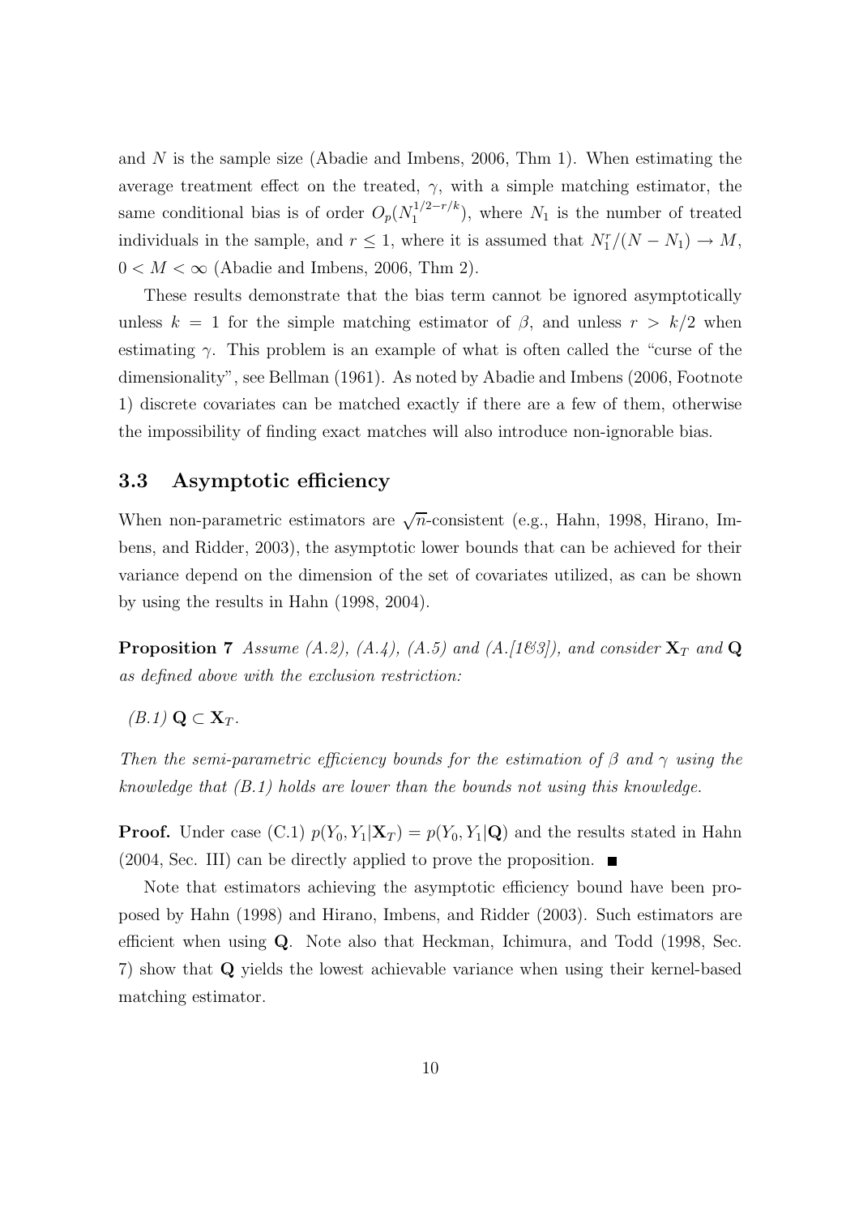and $N$ is the sample size (Abadie and Imbens, 2006, Thm 1). When estimating the average treatment effect on the treated, $\gamma$, with a simple matching estimator, the same conditional bias is of order $O_p(N_1^{1/2-r/k})$, where $N_1$ is the number of treated individuals in the sample, and $r \leq 1$, where it is assumed that $N_1^r/(N-N_1) \to M$, $0 < M < \infty$ (Abadie and Imbens, 2006, Thm 2).

These results demonstrate that the bias term cannot be ignored asymptotically unless $k = 1$ for the simple matching estimator of $\beta$, and unless $r > k/2$ when estimating $\gamma$. This problem is an example of what is often called the "curse of the dimensionality", see Bellman (1961). As noted by Abadie and Imbens (2006, Footnote 1) discrete covariates can be matched exactly if there are a few of them, otherwise the impossibility of finding exact matches will also introduce non-ignorable bias.

### 3.3 Asymptotic efficiency

When non-parametric estimators are $\sqrt{n}$-consistent (e.g., Hahn, 1998, Hirano, Imbens, and Ridder, 2003), the asymptotic lower bounds that can be achieved for their variance depend on the dimension of the set of covariates utilized, as can be shown by using the results in Hahn (1998, 2004).

**Proposition 7** *Assume (A.2), (A.4), (A.5) and (A.[1&3]), and consider* $\mathbf{X}_T$ *and* $\mathbf{Q}$ *as defined above with the exclusion restriction:*

*(B.1)* $\mathbf{Q} \subset \mathbf{X}_T$.

*Then the semi-parametric efficiency bounds for the estimation of* $\beta$ *and* $\gamma$ *using the knowledge that (B.1) holds are lower than the bounds not using this knowledge.*

**Proof.** Under case (C.1) $p(Y_0, Y_1|\mathbf{X}_T) = p(Y_0, Y_1|\mathbf{Q})$ and the results stated in Hahn (2004, Sec. III) can be directly applied to prove the proposition. ■

Note that estimators achieving the asymptotic efficiency bound have been proposed by Hahn (1998) and Hirano, Imbens, and Ridder (2003). Such estimators are efficient when using $\mathbf{Q}$. Note also that Heckman, Ichimura, and Todd (1998, Sec. 7) show that $\mathbf{Q}$ yields the lowest achievable variance when using their kernel-based matching estimator.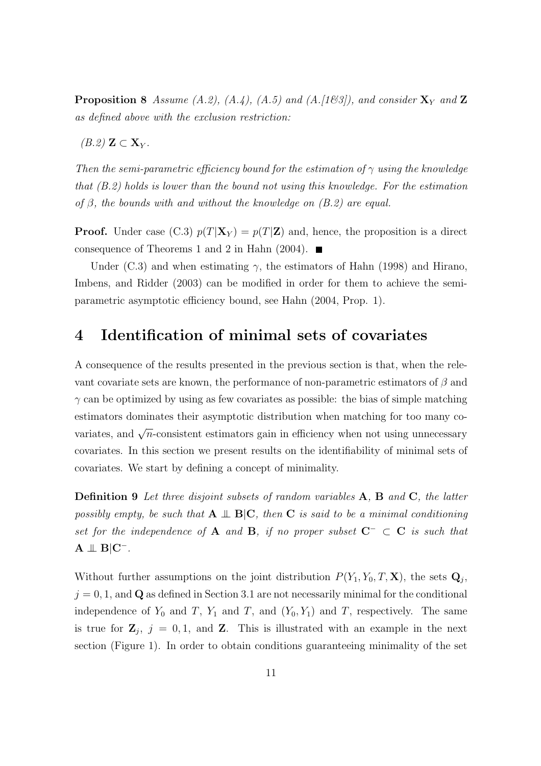**Proposition 8** *Assume (A.2), (A.4), (A.5) and (A.[1&3]), and consider* $\mathbf{X}_Y$ *and* $\mathbf{Z}$ *as defined above with the exclusion restriction:*

*(B.2)* $\mathbf{Z} \subset \mathbf{X}_Y$.

*Then the semi-parametric efficiency bound for the estimation of* $\gamma$ *using the knowledge that (B.2) holds is lower than the bound not using this knowledge. For the estimation of* $\beta$*, the bounds with and without the knowledge on (B.2) are equal.*

**Proof.** Under case (C.3) $p(T|\mathbf{X}_Y) = p(T|\mathbf{Z})$ and, hence, the proposition is a direct consequence of Theorems 1 and 2 in Hahn (2004). ■

Under (C.3) and when estimating $\gamma$, the estimators of Hahn (1998) and Hirano, Imbens, and Ridder (2003) can be modified in order for them to achieve the semi-parametric asymptotic efficiency bound, see Hahn (2004, Prop. 1).

# 4 Identification of minimal sets of covariates

A consequence of the results presented in the previous section is that, when the relevant covariate sets are known, the performance of non-parametric estimators of $\beta$ and $\gamma$ can be optimized by using as few covariates as possible: the bias of simple matching estimators dominates their asymptotic distribution when matching for too many covariates, and $\sqrt{n}$-consistent estimators gain in efficiency when not using unnecessary covariates. In this section we present results on the identifiability of minimal sets of covariates. We start by defining a concept of minimality.

**Definition 9** *Let three disjoint subsets of random variables* $\mathbf{A}$*,* $\mathbf{B}$ *and* $\mathbf{C}$*, the latter possibly empty, be such that* $\mathbf{A} \perp\!\!\!\perp \mathbf{B}|\mathbf{C}$*, then* $\mathbf{C}$ *is said to be a minimal conditioning set for the independence of* $\mathbf{A}$ *and* $\mathbf{B}$*, if no proper subset* $\mathbf{C}^- \subset \mathbf{C}$ *is such that* $\mathbf{A} \perp\!\!\!\perp \mathbf{B}|\mathbf{C}^-$.

Without further assumptions on the joint distribution $P(Y_1, Y_0, T, \mathbf{X})$, the sets $\mathbf{Q}_j$, $j = 0, 1$, and $\mathbf{Q}$ as defined in Section 3.1 are not necessarily minimal for the conditional independence of $Y_0$ and $T$, $Y_1$ and $T$, and $(Y_0, Y_1)$ and $T$, respectively. The same is true for $\mathbf{Z}_j$, $j = 0, 1$, and $\mathbf{Z}$. This is illustrated with an example in the next section (Figure 1). In order to obtain conditions guaranteeing minimality of the set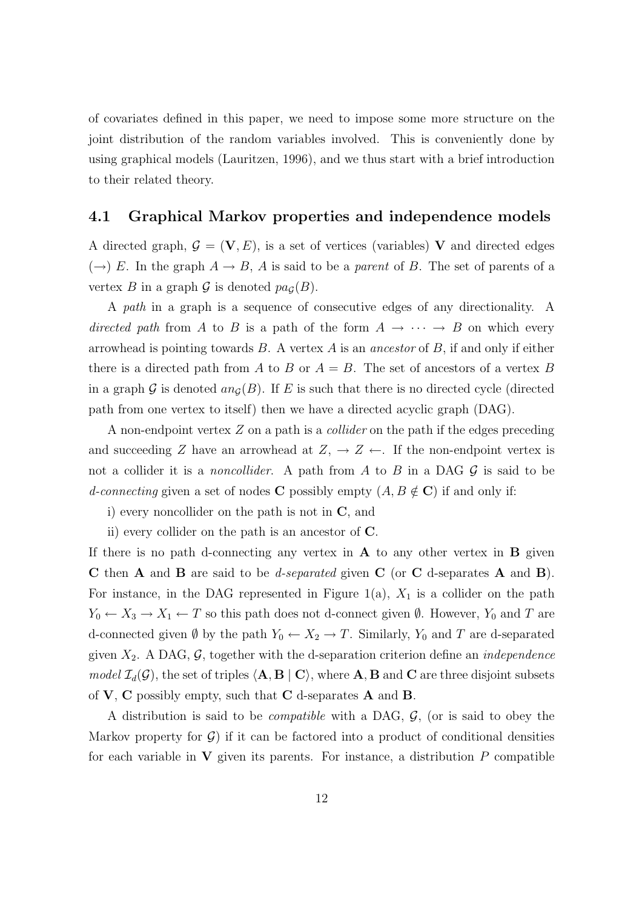of covariates defined in this paper, we need to impose some more structure on the joint distribution of the random variables involved. This is conveniently done by using graphical models (Lauritzen, 1996), and we thus start with a brief introduction to their related theory.

## 4.1 Graphical Markov properties and independence models

A directed graph, $\mathcal{G} = (\mathbf{V}, E)$, is a set of vertices (variables) $\mathbf{V}$ and directed edges $(\rightarrow)$ $E$. In the graph $A \rightarrow B$, $A$ is said to be a *parent* of $B$. The set of parents of a vertex $B$ in a graph $\mathcal{G}$ is denoted $pa_{\mathcal{G}}(B)$.

A *path* in a graph is a sequence of consecutive edges of any directionality. A *directed path* from $A$ to $B$ is a path of the form $A \rightarrow \cdots \rightarrow B$ on which every arrowhead is pointing towards $B$. A vertex $A$ is an *ancestor* of $B$, if and only if either there is a directed path from $A$ to $B$ or $A = B$. The set of ancestors of a vertex $B$ in a graph $\mathcal{G}$ is denoted $an_{\mathcal{G}}(B)$. If $E$ is such that there is no directed cycle (directed path from one vertex to itself) then we have a directed acyclic graph (DAG).

A non-endpoint vertex $Z$ on a path is a *collider* on the path if the edges preceding and succeeding $Z$ have an arrowhead at $Z$, $\rightarrow Z \leftarrow$. If the non-endpoint vertex is not a collider it is a *noncollider*. A path from $A$ to $B$ in a DAG $\mathcal{G}$ is said to be *d-connecting* given a set of nodes $\mathbf{C}$ possibly empty ($A, B \notin \mathbf{C}$) if and only if:

i) every noncollider on the path is not in $\mathbf{C}$, and

ii) every collider on the path is an ancestor of $\mathbf{C}$.

If there is no path d-connecting any vertex in $\mathbf{A}$ to any other vertex in $\mathbf{B}$ given $\mathbf{C}$ then $\mathbf{A}$ and $\mathbf{B}$ are said to be *d-separated* given $\mathbf{C}$ (or $\mathbf{C}$ d-separates $\mathbf{A}$ and $\mathbf{B}$). For instance, in the DAG represented in Figure 1(a), $X_1$ is a collider on the path $Y_0 \leftarrow X_3 \rightarrow X_1 \leftarrow T$ so this path does not d-connect given $\emptyset$. However, $Y_0$ and $T$ are d-connected given $\emptyset$ by the path $Y_0 \leftarrow X_2 \rightarrow T$. Similarly, $Y_0$ and $T$ are d-separated given $X_2$. A DAG, $\mathcal{G}$, together with the d-separation criterion define an *independence model* $\mathcal{I}_d(\mathcal{G})$, the set of triples $\langle \mathbf{A}, \mathbf{B} \mid \mathbf{C} \rangle$, where $\mathbf{A}, \mathbf{B}$ and $\mathbf{C}$ are three disjoint subsets of $\mathbf{V}$, $\mathbf{C}$ possibly empty, such that $\mathbf{C}$ d-separates $\mathbf{A}$ and $\mathbf{B}$.

A distribution is said to be *compatible* with a DAG, $\mathcal{G}$, (or is said to obey the Markov property for $\mathcal{G}$) if it can be factored into a product of conditional densities for each variable in $\mathbf{V}$ given its parents. For instance, a distribution $P$ compatible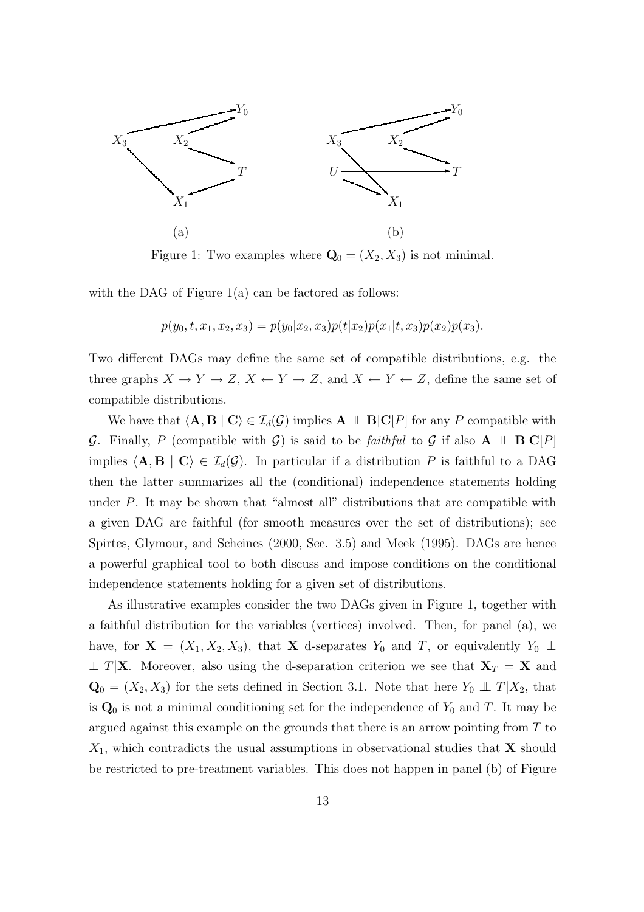Figure 1: Two examples where $\mathbf{Q}_0 = (X_2, X_3)$ is not minimal.

with the DAG of Figure 1(a) can be factored as follows:

$$p(y_0, t, x_1, x_2, x_3) = p(y_0|x_2, x_3)p(t|x_2)p(x_1|t, x_3)p(x_2)p(x_3).$$

Two different DAGs may define the same set of compatible distributions, e.g. the three graphs $X \to Y \to Z$, $X \leftarrow Y \to Z$, and $X \leftarrow Y \leftarrow Z$, define the same set of compatible distributions.

We have that $\langle \mathbf{A}, \mathbf{B} \mid \mathbf{C} \rangle \in \mathcal{I}_d(\mathcal{G})$ implies $\mathbf{A} \perp\!\!\!\perp \mathbf{B}|\mathbf{C}[P]$ for any $P$ compatible with $\mathcal{G}$. Finally, $P$ (compatible with $\mathcal{G}$) is said to be *faithful* to $\mathcal{G}$ if also $\mathbf{A} \perp\!\!\!\perp \mathbf{B}|\mathbf{C}[P]$ implies $\langle \mathbf{A}, \mathbf{B} \mid \mathbf{C} \rangle \in \mathcal{I}_d(\mathcal{G})$. In particular if a distribution $P$ is faithful to a DAG then the latter summarizes all the (conditional) independence statements holding under $P$. It may be shown that "almost all" distributions that are compatible with a given DAG are faithful (for smooth measures over the set of distributions); see Spirtes, Glymour, and Scheines (2000, Sec. 3.5) and Meek (1995). DAGs are hence a powerful graphical tool to both discuss and impose conditions on the conditional independence statements holding for a given set of distributions.

As illustrative examples consider the two DAGs given in Figure 1, together with a faithful distribution for the variables (vertices) involved. Then, for panel (a), we have, for $\mathbf{X} = (X_1, X_2, X_3)$, that $\mathbf{X}$ d-separates $Y_0$ and $T$, or equivalently $Y_0 \perp\!\!\!\perp T|\mathbf{X}$. Moreover, also using the d-separation criterion we see that $\mathbf{X}_T = \mathbf{X}$ and $\mathbf{Q}_0 = (X_2, X_3)$ for the sets defined in Section 3.1. Note that here $Y_0 \perp\!\!\!\perp T|X_2$, that is $\mathbf{Q}_0$ is not a minimal conditioning set for the independence of $Y_0$ and $T$. It may be argued against this example on the grounds that there is an arrow pointing from $T$ to $X_1$, which contradicts the usual assumptions in observational studies that $\mathbf{X}$ should be restricted to pre-treatment variables. This does not happen in panel (b) of Figure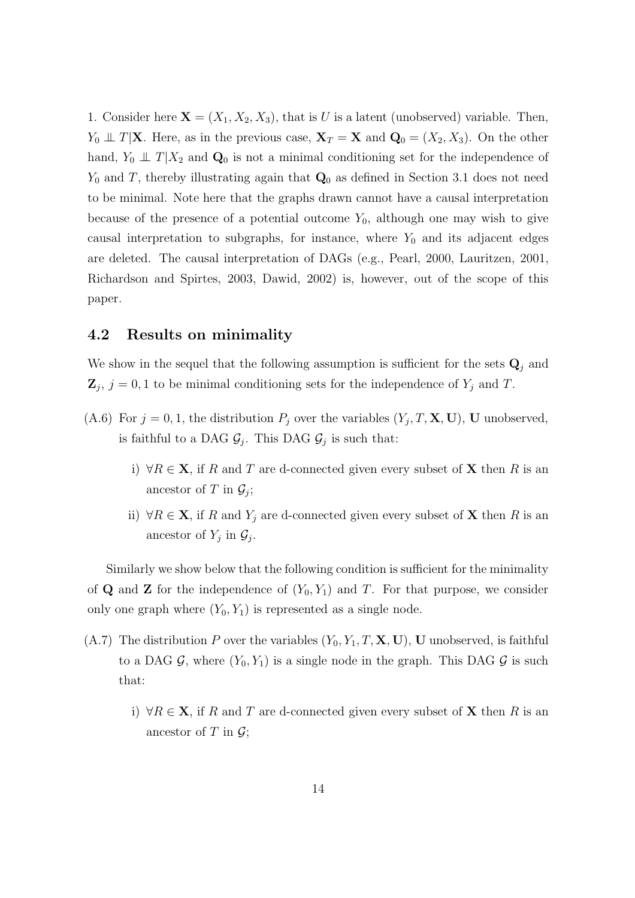1. Consider here $\mathbf{X} = (X_1, X_2, X_3)$, that is $U$ is a latent (unobserved) variable. Then, $Y_0 \perp\!\!\!\perp T|\mathbf{X}$. Here, as in the previous case, $\mathbf{X}_T = \mathbf{X}$ and $\mathbf{Q}_0 = (X_2, X_3)$. On the other hand, $Y_0 \perp\!\!\!\perp T|X_2$ and $\mathbf{Q}_0$ is not a minimal conditioning set for the independence of $Y_0$ and $T$, thereby illustrating again that $\mathbf{Q}_0$ as defined in Section 3.1 does not need to be minimal. Note here that the graphs drawn cannot have a causal interpretation because of the presence of a potential outcome $Y_0$, although one may wish to give causal interpretation to subgraphs, for instance, where $Y_0$ and its adjacent edges are deleted. The causal interpretation of DAGs (e.g., Pearl, 2000, Lauritzen, 2001, Richardson and Spirtes, 2003, Dawid, 2002) is, however, out of the scope of this paper.

## 4.2 Results on minimality

We show in the sequel that the following assumption is sufficient for the sets $\mathbf{Q}_j$ and $\mathbf{Z}_j$, $j = 0, 1$ to be minimal conditioning sets for the independence of $Y_j$ and $T$.

(A.6) For $j = 0, 1$, the distribution $P_j$ over the variables $(Y_j, T, \mathbf{X}, \mathbf{U})$, $\mathbf{U}$ unobserved, is faithful to a DAG $\mathcal{G}_j$. This DAG $\mathcal{G}_j$ is such that:

- i) $\forall R \in \mathbf{X}$, if $R$ and $T$ are d-connected given every subset of $\mathbf{X}$ then $R$ is an ancestor of $T$ in $\mathcal{G}_j$;
- ii) $\forall R \in \mathbf{X}$, if $R$ and $Y_j$ are d-connected given every subset of $\mathbf{X}$ then $R$ is an ancestor of $Y_j$ in $\mathcal{G}_j$.

Similarly we show below that the following condition is sufficient for the minimality of $\mathbf{Q}$ and $\mathbf{Z}$ for the independence of $(Y_0, Y_1)$ and $T$. For that purpose, we consider only one graph where $(Y_0, Y_1)$ is represented as a single node.

(A.7) The distribution $P$ over the variables $(Y_0, Y_1, T, \mathbf{X}, \mathbf{U})$, $\mathbf{U}$ unobserved, is faithful to a DAG $\mathcal{G}$, where $(Y_0, Y_1)$ is a single node in the graph. This DAG $\mathcal{G}$ is such that:

- i) $\forall R \in \mathbf{X}$, if $R$ and $T$ are d-connected given every subset of $\mathbf{X}$ then $R$ is an ancestor of $T$ in $\mathcal{G}$;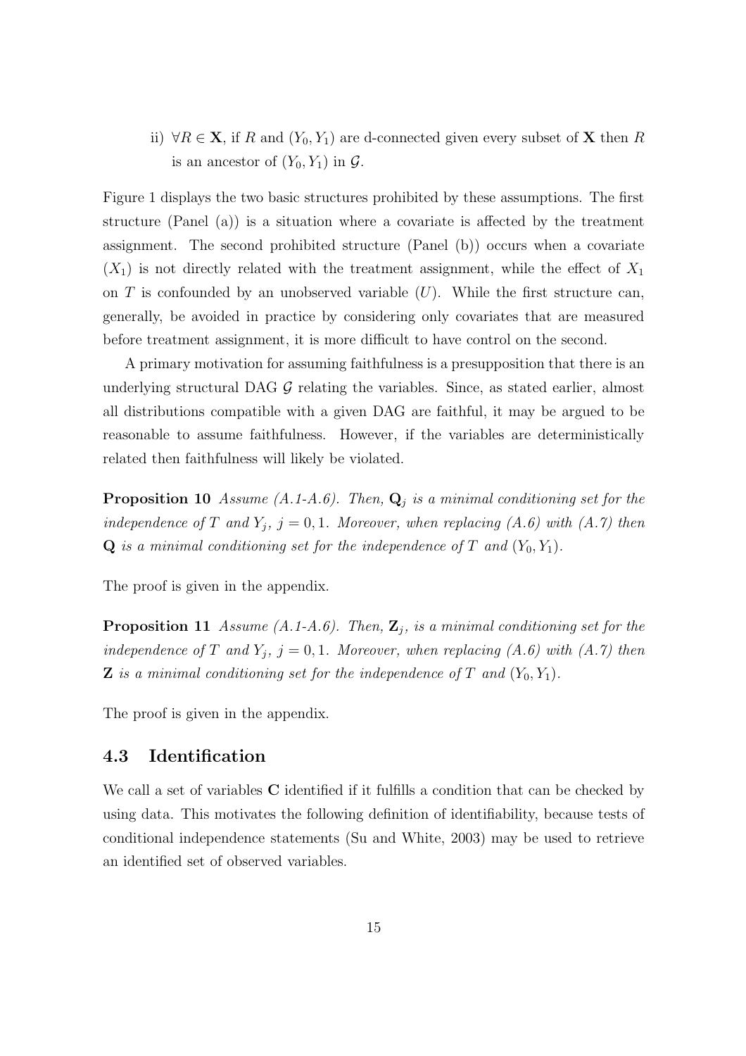ii) $\forall R \in \mathbf{X}$, if $R$ and $(Y_0, Y_1)$ are d-connected given every subset of $\mathbf{X}$ then $R$ is an ancestor of $(Y_0, Y_1)$ in $\mathcal{G}$.

Figure 1 displays the two basic structures prohibited by these assumptions. The first structure (Panel (a)) is a situation where a covariate is affected by the treatment assignment. The second prohibited structure (Panel (b)) occurs when a covariate $(X_1)$ is not directly related with the treatment assignment, while the effect of $X_1$ on $T$ is confounded by an unobserved variable $(U)$. While the first structure can, generally, be avoided in practice by considering only covariates that are measured before treatment assignment, it is more difficult to have control on the second.

A primary motivation for assuming faithfulness is a presupposition that there is an underlying structural DAG $\mathcal{G}$ relating the variables. Since, as stated earlier, almost all distributions compatible with a given DAG are faithful, it may be argued to be reasonable to assume faithfulness. However, if the variables are deterministically related then faithfulness will likely be violated.

**Proposition 10** *Assume (A.1-A.6). Then, $\mathbf{Q}_j$ is a minimal conditioning set for the independence of $T$ and $Y_j$, $j = 0, 1$. Moreover, when replacing (A.6) with (A.7) then $\mathbf{Q}$ is a minimal conditioning set for the independence of $T$ and $(Y_0, Y_1)$.*

The proof is given in the appendix.

**Proposition 11** *Assume (A.1-A.6). Then, $\mathbf{Z}_j$, is a minimal conditioning set for the independence of $T$ and $Y_j$, $j = 0, 1$. Moreover, when replacing (A.6) with (A.7) then $\mathbf{Z}$ is a minimal conditioning set for the independence of $T$ and $(Y_0, Y_1)$.*

The proof is given in the appendix.

### 4.3 Identification

We call a set of variables $\mathbf{C}$ identified if it fulfills a condition that can be checked by using data. This motivates the following definition of identifiability, because tests of conditional independence statements (Su and White, 2003) may be used to retrieve an identified set of observed variables.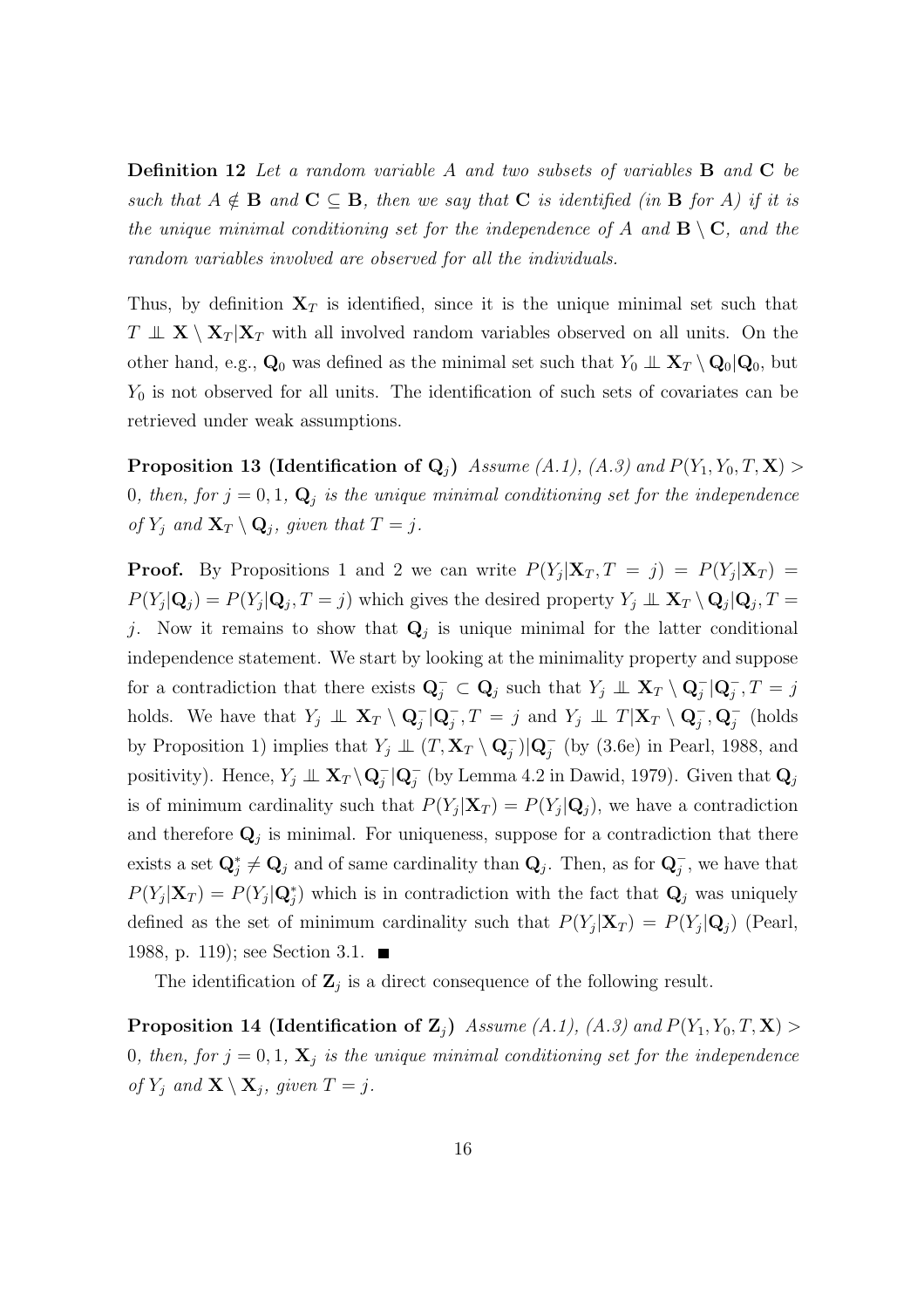**Definition 12** *Let a random variable $A$ and two subsets of variables $\mathbf{B}$ and $\mathbf{C}$ be such that $A \notin \mathbf{B}$ and $\mathbf{C} \subseteq \mathbf{B}$, then we say that $\mathbf{C}$ is identified (in $\mathbf{B}$ for $A$) if it is the unique minimal conditioning set for the independence of $A$ and $\mathbf{B} \setminus \mathbf{C}$, and the random variables involved are observed for all the individuals.*

Thus, by definition $\mathbf{X}_T$ is identified, since it is the unique minimal set such that $T \perp\!\!\!\perp \mathbf{X} \setminus \mathbf{X}_T | \mathbf{X}_T$ with all involved random variables observed on all units. On the other hand, e.g., $\mathbf{Q}_0$ was defined as the minimal set such that $Y_0 \perp\!\!\!\perp \mathbf{X}_T \setminus \mathbf{Q}_0 | \mathbf{Q}_0$, but $Y_0$ is not observed for all units. The identification of such sets of covariates can be retrieved under weak assumptions.

**Proposition 13 (Identification of $\mathbf{Q}_j$)** *Assume (A.1), (A.3) and $P(Y_1, Y_0, T, \mathbf{X}) > 0$, then, for $j = 0, 1$, $\mathbf{Q}_j$ is the unique minimal conditioning set for the independence of $Y_j$ and $\mathbf{X}_T \setminus \mathbf{Q}_j$, given that $T = j$.*

**Proof.** By Propositions 1 and 2 we can write $P(Y_j | \mathbf{X}_T, T = j) = P(Y_j | \mathbf{X}_T) = P(Y_j | \mathbf{Q}_j) = P(Y_j | \mathbf{Q}_j, T = j)$ which gives the desired property $Y_j \perp\!\!\!\perp \mathbf{X}_T \setminus \mathbf{Q}_j | \mathbf{Q}_j, T = j$. Now it remains to show that $\mathbf{Q}_j$ is unique minimal for the latter conditional independence statement. We start by looking at the minimality property and suppose for a contradiction that there exists $\mathbf{Q}_j^- \subset \mathbf{Q}_j$ such that $Y_j \perp\!\!\!\perp \mathbf{X}_T \setminus \mathbf{Q}_j^- | \mathbf{Q}_j^-, T = j$ holds. We have that $Y_j \perp\!\!\!\perp \mathbf{X}_T \setminus \mathbf{Q}_j^- | \mathbf{Q}_j^-, T = j$ and $Y_j \perp\!\!\!\perp T | \mathbf{X}_T \setminus \mathbf{Q}_j^-, \mathbf{Q}_j^-$ (holds by Proposition 1) implies that $Y_j \perp\!\!\!\perp (T, \mathbf{X}_T \setminus \mathbf{Q}_j^-) | \mathbf{Q}_j^-$ (by (3.6e) in Pearl, 1988, and positivity). Hence, $Y_j \perp\!\!\!\perp \mathbf{X}_T \setminus \mathbf{Q}_j^- | \mathbf{Q}_j^-$ (by Lemma 4.2 in Dawid, 1979). Given that $\mathbf{Q}_j$ is of minimum cardinality such that $P(Y_j | \mathbf{X}_T) = P(Y_j | \mathbf{Q}_j)$, we have a contradiction and therefore $\mathbf{Q}_j$ is minimal. For uniqueness, suppose for a contradiction that there exists a set $\mathbf{Q}_j^* \neq \mathbf{Q}_j$ and of same cardinality than $\mathbf{Q}_j$. Then, as for $\mathbf{Q}_j^-$, we have that $P(Y_j | \mathbf{X}_T) = P(Y_j | \mathbf{Q}_j^*)$ which is in contradiction with the fact that $\mathbf{Q}_j$ was uniquely defined as the set of minimum cardinality such that $P(Y_j | \mathbf{X}_T) = P(Y_j | \mathbf{Q}_j)$ (Pearl, 1988, p. 119); see Section 3.1. ■

The identification of $\mathbf{Z}_j$ is a direct consequence of the following result.

**Proposition 14 (Identification of $\mathbf{Z}_j$)** *Assume (A.1), (A.3) and $P(Y_1, Y_0, T, \mathbf{X}) > 0$, then, for $j = 0, 1$, $\mathbf{X}_j$ is the unique minimal conditioning set for the independence of $Y_j$ and $\mathbf{X} \setminus \mathbf{X}_j$, given $T = j$.*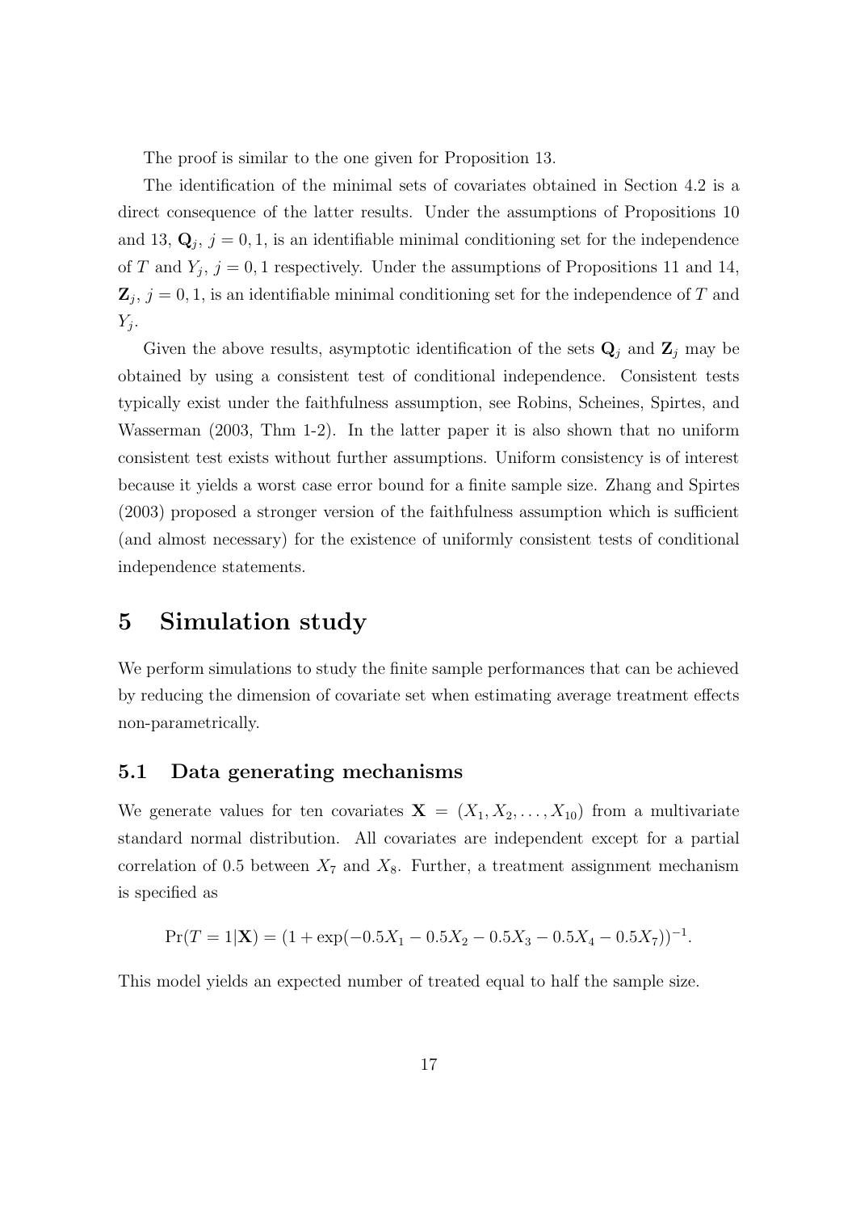The proof is similar to the one given for Proposition 13.

The identification of the minimal sets of covariates obtained in Section 4.2 is a direct consequence of the latter results. Under the assumptions of Propositions 10 and 13, $\mathbf{Q}_j$, $j = 0, 1$, is an identifiable minimal conditioning set for the independence of $T$ and $Y_j$, $j = 0, 1$ respectively. Under the assumptions of Propositions 11 and 14, $\mathbf{Z}_j$, $j = 0, 1$, is an identifiable minimal conditioning set for the independence of $T$ and $Y_j$.

Given the above results, asymptotic identification of the sets $\mathbf{Q}_j$ and $\mathbf{Z}_j$ may be obtained by using a consistent test of conditional independence. Consistent tests typically exist under the faithfulness assumption, see Robins, Scheines, Spirtes, and Wasserman (2003, Thm 1-2). In the latter paper it is also shown that no uniform consistent test exists without further assumptions. Uniform consistency is of interest because it yields a worst case error bound for a finite sample size. Zhang and Spirtes (2003) proposed a stronger version of the faithfulness assumption which is sufficient (and almost necessary) for the existence of uniformly consistent tests of conditional independence statements.

# 5 Simulation study

We perform simulations to study the finite sample performances that can be achieved by reducing the dimension of covariate set when estimating average treatment effects non-parametrically.

## 5.1 Data generating mechanisms

We generate values for ten covariates $\mathbf{X} = (X_1, X_2, \ldots, X_{10})$ from a multivariate standard normal distribution. All covariates are independent except for a partial correlation of 0.5 between $X_7$ and $X_8$. Further, a treatment assignment mechanism is specified as

$$\Pr(T = 1|\mathbf{X}) = (1 + \exp(-0.5X_1 - 0.5X_2 - 0.5X_3 - 0.5X_4 - 0.5X_7))^{-1}.$$

This model yields an expected number of treated equal to half the sample size.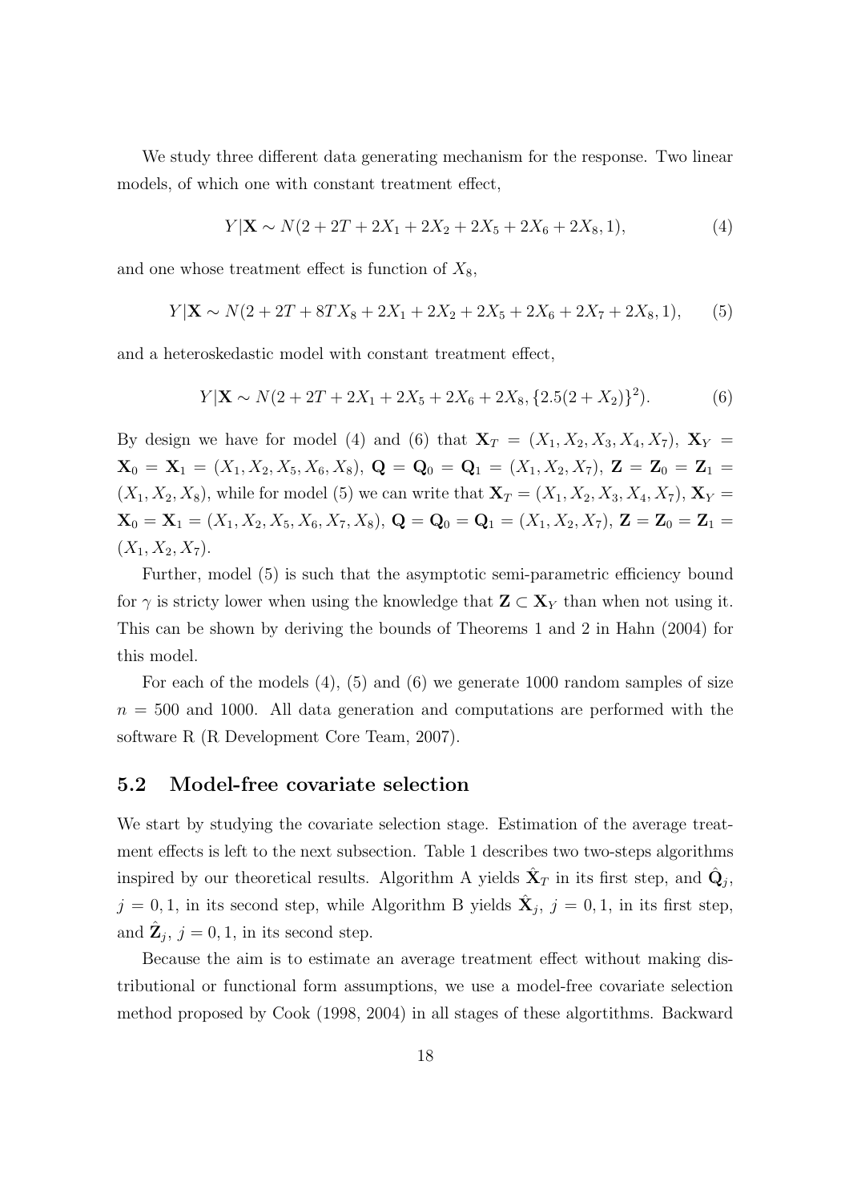We study three different data generating mechanism for the response. Two linear models, of which one with constant treatment effect,

$$Y|\mathbf{X} \sim N(2 + 2T + 2X_1 + 2X_2 + 2X_5 + 2X_6 + 2X_8, 1), \tag{4}$$

and one whose treatment effect is function of $X_8$,

$$Y|\mathbf{X} \sim N(2 + 2T + 8TX_8 + 2X_1 + 2X_2 + 2X_5 + 2X_6 + 2X_7 + 2X_8, 1), \tag{5}$$

and a heteroskedastic model with constant treatment effect,

$$Y|\mathbf{X} \sim N(2 + 2T + 2X_1 + 2X_5 + 2X_6 + 2X_8, \{2.5(2 + X_2)\}^2). \tag{6}$$

By design we have for model (4) and (6) that $\mathbf{X}_T = (X_1, X_2, X_3, X_4, X_7)$, $\mathbf{X}_Y = \mathbf{X}_0 = \mathbf{X}_1 = (X_1, X_2, X_5, X_6, X_8)$, $\mathbf{Q} = \mathbf{Q}_0 = \mathbf{Q}_1 = (X_1, X_2, X_7)$, $\mathbf{Z} = \mathbf{Z}_0 = \mathbf{Z}_1 = (X_1, X_2, X_8)$, while for model (5) we can write that $\mathbf{X}_T = (X_1, X_2, X_3, X_4, X_7)$, $\mathbf{X}_Y = \mathbf{X}_0 = \mathbf{X}_1 = (X_1, X_2, X_5, X_6, X_7, X_8)$, $\mathbf{Q} = \mathbf{Q}_0 = \mathbf{Q}_1 = (X_1, X_2, X_7)$, $\mathbf{Z} = \mathbf{Z}_0 = \mathbf{Z}_1 = (X_1, X_2, X_7)$.

Further, model (5) is such that the asymptotic semi-parametric efficiency bound for $\gamma$ is stricty lower when using the knowledge that $\mathbf{Z} \subset \mathbf{X}_Y$ than when not using it. This can be shown by deriving the bounds of Theorems 1 and 2 in Hahn (2004) for this model.

For each of the models (4), (5) and (6) we generate 1000 random samples of size $n = 500$ and 1000. All data generation and computations are performed with the software R (R Development Core Team, 2007).

## 5.2 Model-free covariate selection

We start by studying the covariate selection stage. Estimation of the average treatment effects is left to the next subsection. Table 1 describes two two-steps algorithms inspired by our theoretical results. Algorithm A yields $\hat{\mathbf{X}}_T$ in its first step, and $\hat{\mathbf{Q}}_j$, $j = 0, 1$, in its second step, while Algorithm B yields $\hat{\mathbf{X}}_j$, $j = 0, 1$, in its first step, and $\hat{\mathbf{Z}}_j$, $j = 0, 1$, in its second step.

Because the aim is to estimate an average treatment effect without making distributional or functional form assumptions, we use a model-free covariate selection method proposed by Cook (1998, 2004) in all stages of these algortithms. Backward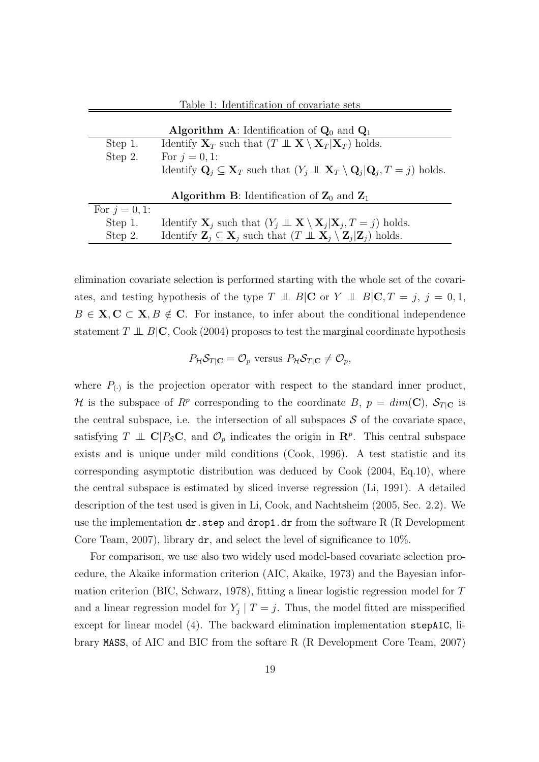Table 1: Identification of covariate sets

| **Algorithm A**: Identification of $\mathbf{Q}_0$ and $\mathbf{Q}_1$ | |
|---|---|
| Step 1. | Identify $\mathbf{X}_T$ such that $(T \perp\!\!\!\perp \mathbf{X} \setminus \mathbf{X}_T | \mathbf{X}_T)$ holds. |
| Step 2. | For $j = 0, 1$: |
| | Identify $\mathbf{Q}_j \subseteq \mathbf{X}_T$ such that $(Y_j \perp\!\!\!\perp \mathbf{X}_T \setminus \mathbf{Q}_j | \mathbf{Q}_j, T = j)$ holds. |
| **Algorithm B**: Identification of $\mathbf{Z}_0$ and $\mathbf{Z}_1$ | |
| For $j = 0, 1$: | |
| Step 1. | Identify $\mathbf{X}_j$ such that $(Y_j \perp\!\!\!\perp \mathbf{X} \setminus \mathbf{X}_j | \mathbf{X}_j, T = j)$ holds. |
| Step 2. | Identify $\mathbf{Z}_j \subseteq \mathbf{X}_j$ such that $(T \perp\!\!\!\perp \mathbf{X}_j \setminus \mathbf{Z}_j | \mathbf{Z}_j)$ holds. |

elimination covariate selection is performed starting with the whole set of the covariates, and testing hypothesis of the type $T \perp\!\!\!\perp B | \mathbf{C}$ or $Y \perp\!\!\!\perp B | \mathbf{C}, T = j$, $j = 0, 1$, $B \in \mathbf{X}, \mathbf{C} \subset \mathbf{X}, B \notin \mathbf{C}$. For instance, to infer about the conditional independence statement $T \perp\!\!\!\perp B | \mathbf{C}$, Cook (2004) proposes to test the marginal coordinate hypothesis

$$P_{\mathcal{H}} \mathcal{S}_{T|\mathbf{C}} = \mathcal{O}_p \text{ versus } P_{\mathcal{H}} \mathcal{S}_{T|\mathbf{C}} \neq \mathcal{O}_p,$$

where $P_{(\cdot)}$ is the projection operator with respect to the standard inner product, $\mathcal{H}$ is the subspace of $R^p$ corresponding to the coordinate $B$, $p = dim(\mathbf{C})$, $\mathcal{S}_{T|\mathbf{C}}$ is the central subspace, i.e. the intersection of all subspaces $\mathcal{S}$ of the covariate space, satisfying $T \perp\!\!\!\perp \mathbf{C} | P_{\mathcal{S}} \mathbf{C}$, and $\mathcal{O}_p$ indicates the origin in $\mathbf{R}^p$. This central subspace exists and is unique under mild conditions (Cook, 1996). A test statistic and its corresponding asymptotic distribution was deduced by Cook (2004, Eq.10), where the central subspace is estimated by sliced inverse regression (Li, 1991). A detailed description of the test used is given in Li, Cook, and Nachtsheim (2005, Sec. 2.2). We use the implementation `dr.step` and `drop1.dr` from the software R (R Development Core Team, 2007), library `dr`, and select the level of significance to 10%.

For comparison, we use also two widely used model-based covariate selection procedure, the Akaike information criterion (AIC, Akaike, 1973) and the Bayesian information criterion (BIC, Schwarz, 1978), fitting a linear logistic regression model for $T$ and a linear regression model for $Y_j \mid T = j$. Thus, the model fitted are misspecified except for linear model (4). The backward elimination implementation `stepAIC`, library `MASS`, of AIC and BIC from the softare R (R Development Core Team, 2007)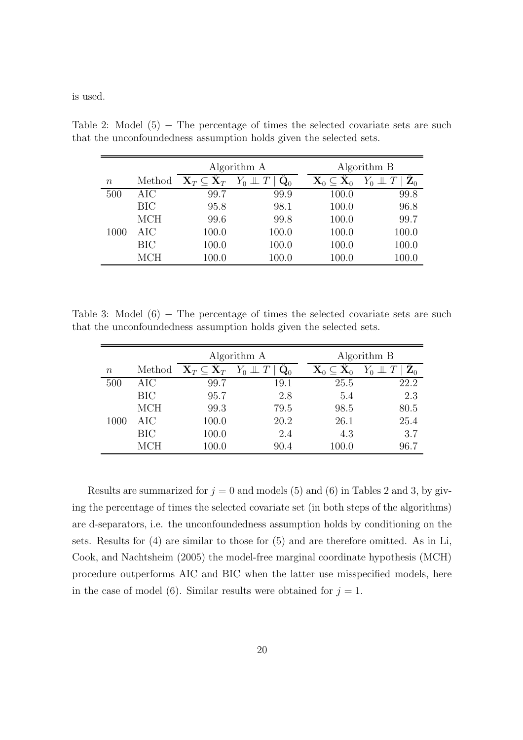is used.

Table 2: Model (5) − The percentage of times the selected covariate sets are such that the unconfoundedness assumption holds given the selected sets.

| | | Algorithm A | | Algorithm B | |
|---|---|---|---|---|---|
| $n$ | Method | $\mathbf{X}_T \subseteq \hat{\mathbf{X}}_T$ | $Y_0 \perp\!\!\!\perp T \mid \hat{\mathbf{Q}}_0$ | $\mathbf{X}_0 \subseteq \hat{\mathbf{X}}_0$ | $Y_0 \perp\!\!\!\perp T \mid \hat{\mathbf{Z}}_0$ |
| 500 | AIC | 99.7 | 99.9 | 100.0 | 99.8 |
| | BIC | 95.8 | 98.1 | 100.0 | 96.8 |
| | MCH | 99.6 | 99.8 | 100.0 | 99.7 |
| 1000 | AIC | 100.0 | 100.0 | 100.0 | 100.0 |
| | BIC | 100.0 | 100.0 | 100.0 | 100.0 |
| | MCH | 100.0 | 100.0 | 100.0 | 100.0 |

Table 3: Model (6) − The percentage of times the selected covariate sets are such that the unconfoundedness assumption holds given the selected sets.

| | | Algorithm A | | Algorithm B | |
|---|---|---|---|---|---|
| $n$ | Method | $\mathbf{X}_T \subseteq \hat{\mathbf{X}}_T$ | $Y_0 \perp\!\!\!\perp T \mid \hat{\mathbf{Q}}_0$ | $\mathbf{X}_0 \subseteq \hat{\mathbf{X}}_0$ | $Y_0 \perp\!\!\!\perp T \mid \hat{\mathbf{Z}}_0$ |
| 500 | AIC | 99.7 | 19.1 | 25.5 | 22.2 |
| | BIC | 95.7 | 2.8 | 5.4 | 2.3 |
| | MCH | 99.3 | 79.5 | 98.5 | 80.5 |
| 1000 | AIC | 100.0 | 20.2 | 26.1 | 25.4 |
| | BIC | 100.0 | 2.4 | 4.3 | 3.7 |
| | MCH | 100.0 | 90.4 | 100.0 | 96.7 |

Results are summarized for $j = 0$ and models (5) and (6) in Tables 2 and 3, by giving the percentage of times the selected covariate set (in both steps of the algorithms) are d-separators, i.e. the unconfoundedness assumption holds by conditioning on the sets. Results for (4) are similar to those for (5) and are therefore omitted. As in Li, Cook, and Nachtsheim (2005) the model-free marginal coordinate hypothesis (MCH) procedure outperforms AIC and BIC when the latter use misspecified models, here in the case of model (6). Similar results were obtained for $j = 1$.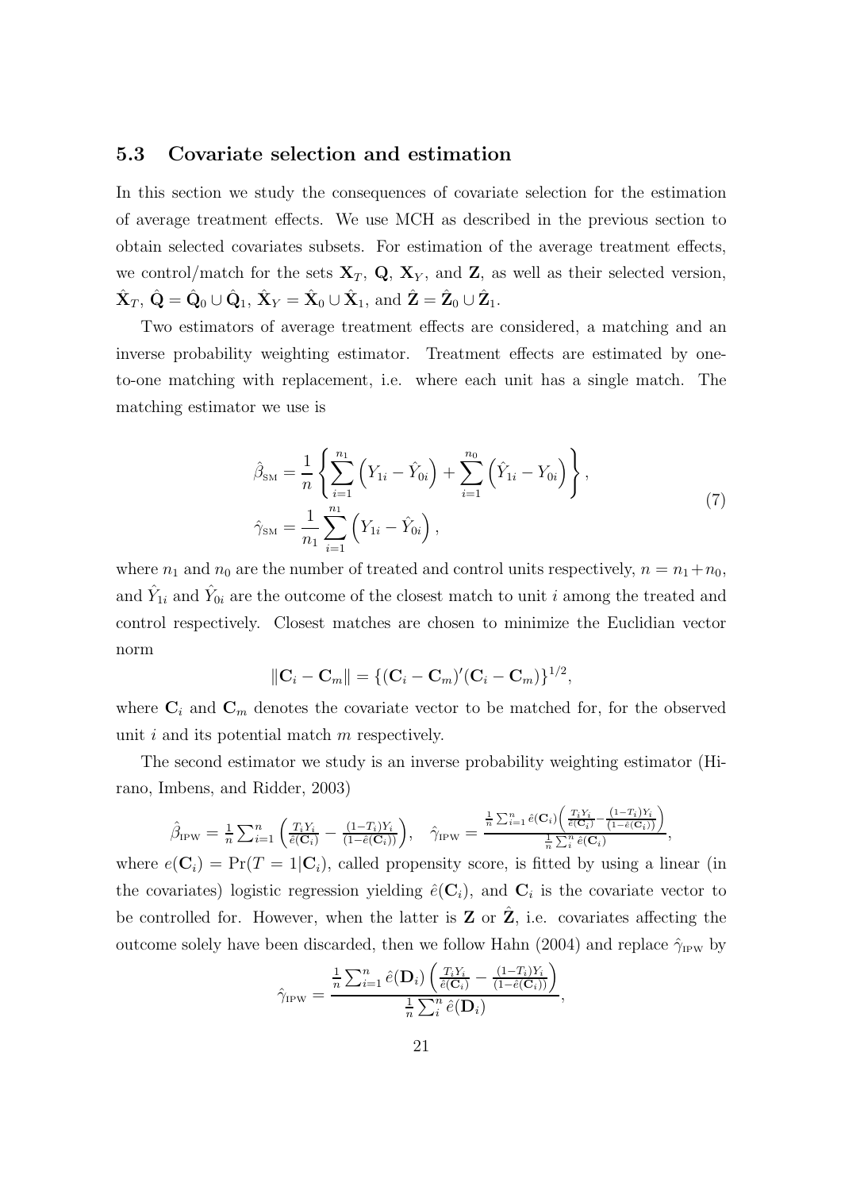### 5.3 Covariate selection and estimation

In this section we study the consequences of covariate selection for the estimation of average treatment effects. We use MCH as described in the previous section to obtain selected covariates subsets. For estimation of the average treatment effects, we control/match for the sets $\mathbf{X}_T$, $\mathbf{Q}$, $\mathbf{X}_Y$, and $\mathbf{Z}$, as well as their selected version, $\hat{\mathbf{X}}_T$, $\hat{\mathbf{Q}} = \hat{\mathbf{Q}}_0 \cup \hat{\mathbf{Q}}_1$, $\hat{\mathbf{X}}_Y = \hat{\mathbf{X}}_0 \cup \hat{\mathbf{X}}_1$, and $\hat{\mathbf{Z}} = \hat{\mathbf{Z}}_0 \cup \hat{\mathbf{Z}}_1$.

Two estimators of average treatment effects are considered, a matching and an inverse probability weighting estimator. Treatment effects are estimated by one-to-one matching with replacement, i.e. where each unit has a single match. The matching estimator we use is

$$
\begin{aligned}
\hat{\beta}_{\text{SM}} &= \frac{1}{n} \left\{ \sum_{i=1}^{n_1} \left( Y_{1i} - \hat{Y}_{0i} \right) + \sum_{i=1}^{n_0} \left( \hat{Y}_{1i} - Y_{0i} \right) \right\}, \\
\hat{\gamma}_{\text{SM}} &= \frac{1}{n_1} \sum_{i=1}^{n_1} \left( Y_{1i} - \hat{Y}_{0i} \right),
\end{aligned}
\tag{7}
$$

where $n_1$ and $n_0$ are the number of treated and control units respectively, $n = n_1 + n_0$, and $\hat{Y}_{1i}$ and $\hat{Y}_{0i}$ are the outcome of the closest match to unit $i$ among the treated and control respectively. Closest matches are chosen to minimize the Euclidian vector norm

$$
\|\mathbf{C}_i - \mathbf{C}_m\| = \{(\mathbf{C}_i - \mathbf{C}_m)'(\mathbf{C}_i - \mathbf{C}_m)\}^{1/2},
$$

where $\mathbf{C}_i$ and $\mathbf{C}_m$ denotes the covariate vector to be matched for, for the observed unit $i$ and its potential match $m$ respectively.

The second estimator we study is an inverse probability weighting estimator (Hirano, Imbens, and Ridder, 2003)

$$
\hat{\beta}_{\text{IPW}} = \frac{1}{n} \sum_{i=1}^{n} \left( \frac{T_i Y_i}{\hat{e}(\mathbf{C}_i)} - \frac{(1-T_i) Y_i}{(1-\hat{e}(\mathbf{C}_i))} \right), \quad \hat{\gamma}_{\text{IPW}} = \frac{\frac{1}{n} \sum_{i=1}^{n} \hat{e}(\mathbf{C}_i) \left( \frac{T_i Y_i}{\hat{e}(\mathbf{C}_i)} - \frac{(1-T_i) Y_i}{(1-\hat{e}(\mathbf{C}_i))} \right)}{\frac{1}{n} \sum_{i}^{n} \hat{e}(\mathbf{C}_i)},
$$

where $e(\mathbf{C}_i) = \Pr(T = 1 | \mathbf{C}_i)$, called propensity score, is fitted by using a linear (in the covariates) logistic regression yielding $\hat{e}(\mathbf{C}_i)$, and $\mathbf{C}_i$ is the covariate vector to be controlled for. However, when the latter is $\mathbf{Z}$ or $\hat{\mathbf{Z}}$, i.e. covariates affecting the outcome solely have been discarded, then we follow Hahn (2004) and replace $\hat{\gamma}_{\text{IPW}}$ by

$$
\hat{\gamma}_{\text{IPW}} = \frac{\frac{1}{n} \sum_{i=1}^{n} \hat{e}(\mathbf{D}_i) \left( \frac{T_i Y_i}{\hat{e}(\mathbf{C}_i)} - \frac{(1-T_i) Y_i}{(1-\hat{e}(\mathbf{C}_i))} \right)}{\frac{1}{n} \sum_{i}^{n} \hat{e}(\mathbf{D}_i)},
$$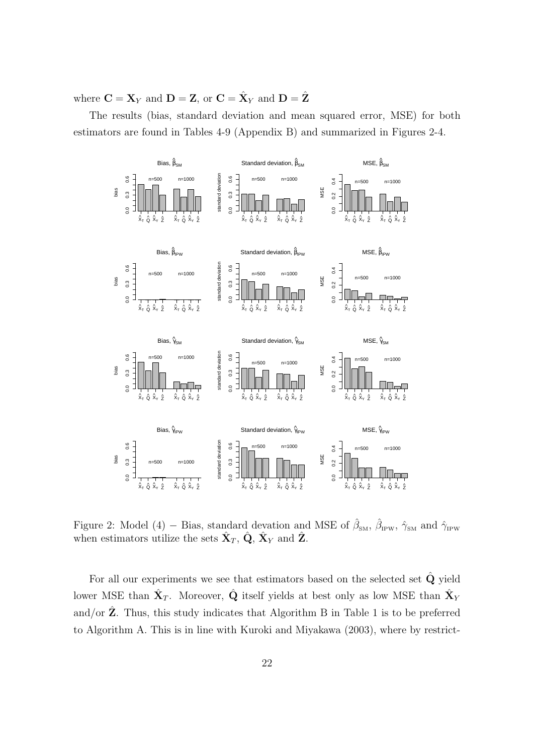where $\mathbf{C} = \mathbf{X}_Y$ and $\mathbf{D} = \mathbf{Z}$, or $\mathbf{C} = \hat{\mathbf{X}}_Y$ and $\mathbf{D} = \hat{\mathbf{Z}}$

The results (bias, standard deviation and mean squared error, MSE) for both estimators are found in Tables 4-9 (Appendix B) and summarized in Figures 2-4.

Figure 2: Model (4) − Bias, standard devation and MSE of $\hat{\beta}_{\text{SM}}$, $\hat{\beta}_{\text{IPW}}$, $\hat{\gamma}_{\text{SM}}$ and $\hat{\gamma}_{\text{IPW}}$ when estimators utilize the sets $\hat{\mathbf{X}}_T$, $\hat{\mathbf{Q}}$, $\hat{\mathbf{X}}_Y$ and $\hat{\mathbf{Z}}$.

For all our experiments we see that estimators based on the selected set $\hat{\mathbf{Q}}$ yield lower MSE than $\hat{\mathbf{X}}_T$. Moreover, $\hat{\mathbf{Q}}$ itself yields at best only as low MSE than $\hat{\mathbf{X}}_Y$ and/or $\hat{\mathbf{Z}}$. Thus, this study indicates that Algorithm B in Table 1 is to be preferred to Algorithm A. This is in line with Kuroki and Miyakawa (2003), where by restrict-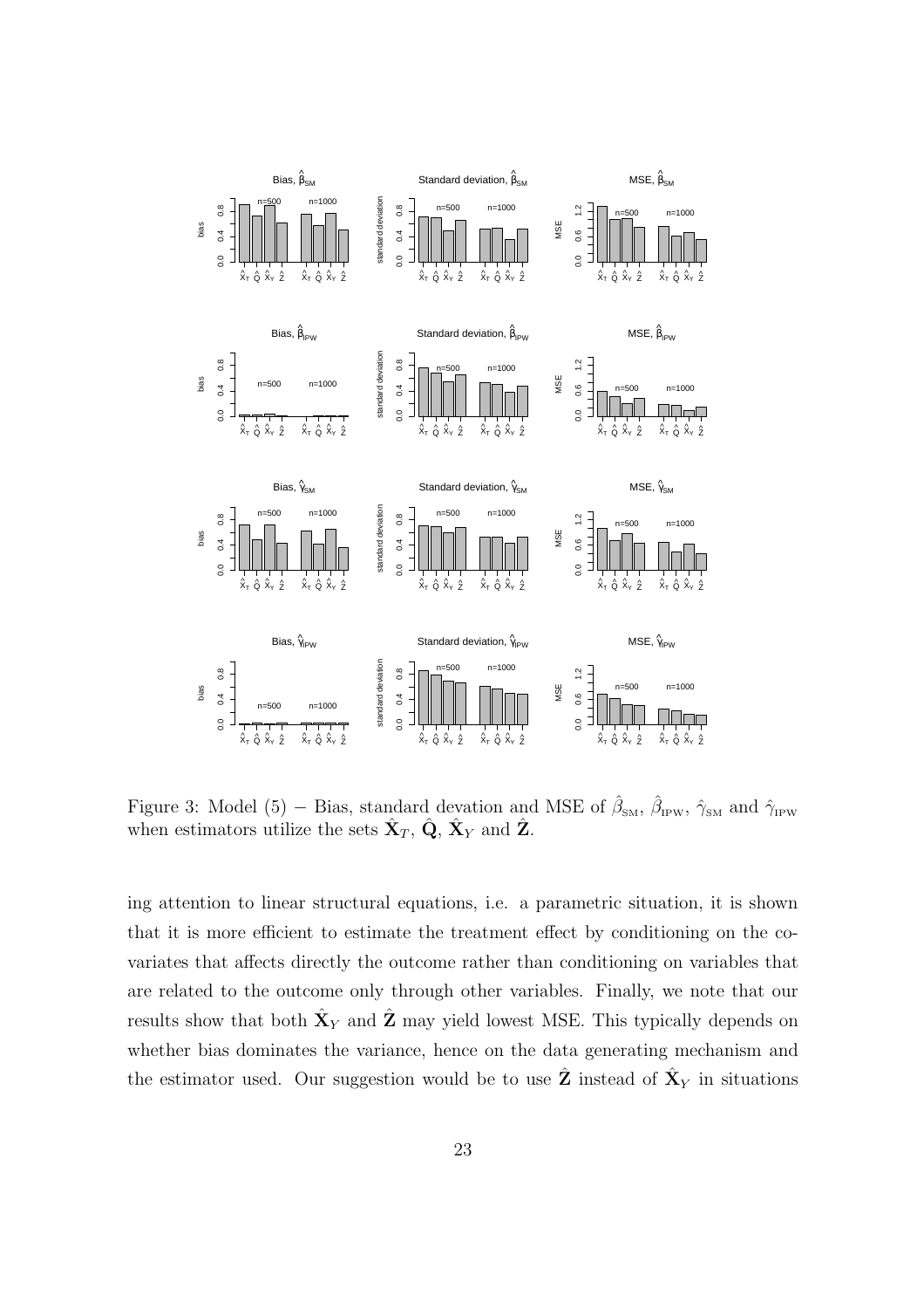Figure 3: Model (5) − Bias, standard devation and MSE of $\hat{\beta}_{\text{SM}}$, $\hat{\beta}_{\text{IPW}}$, $\hat{\gamma}_{\text{SM}}$ and $\hat{\gamma}_{\text{IPW}}$ when estimators utilize the sets $\hat{\mathbf{X}}_T$, $\hat{\mathbf{Q}}$, $\hat{\mathbf{X}}_Y$ and $\hat{\mathbf{Z}}$.

ing attention to linear structural equations, i.e. a parametric situation, it is shown that it is more efficient to estimate the treatment effect by conditioning on the covariates that affects directly the outcome rather than conditioning on variables that are related to the outcome only through other variables. Finally, we note that our results show that both $\hat{\mathbf{X}}_Y$ and $\hat{\mathbf{Z}}$ may yield lowest MSE. This typically depends on whether bias dominates the variance, hence on the data generating mechanism and the estimator used. Our suggestion would be to use $\hat{\mathbf{Z}}$ instead of $\hat{\mathbf{X}}_Y$ in situations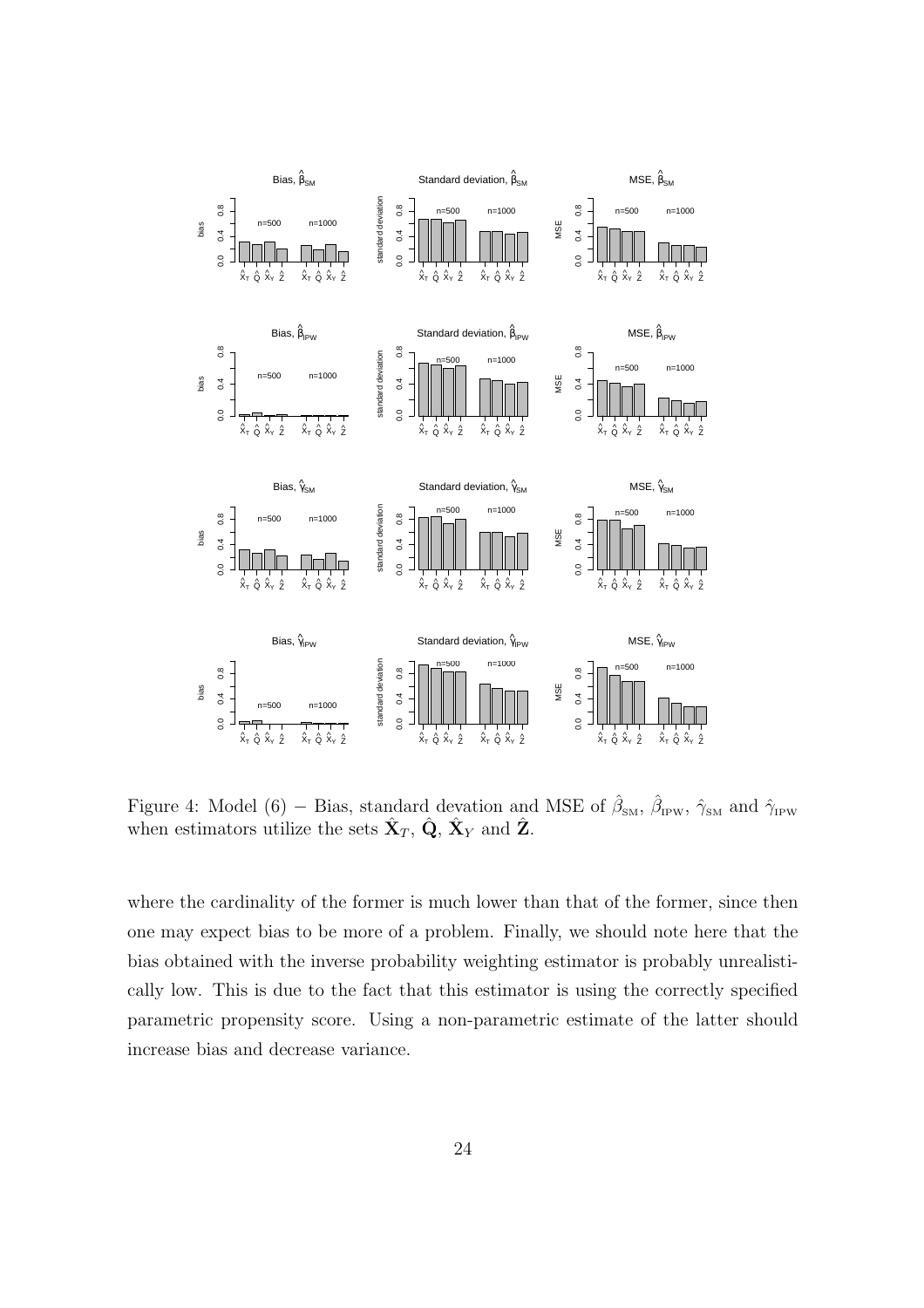Figure 4: Model (6) − Bias, standard devation and MSE of $\hat{\beta}_{\text{SM}}$, $\hat{\beta}_{\text{IPW}}$, $\hat{\gamma}_{\text{SM}}$ and $\hat{\gamma}_{\text{IPW}}$ when estimators utilize the sets $\hat{\mathbf{X}}_T$, $\hat{\mathbf{Q}}$, $\hat{\mathbf{X}}_Y$ and $\hat{\mathbf{Z}}$.

where the cardinality of the former is much lower than that of the former, since then one may expect bias to be more of a problem. Finally, we should note here that the bias obtained with the inverse probability weighting estimator is probably unrealistically low. This is due to the fact that this estimator is using the correctly specified parametric propensity score. Using a non-parametric estimate of the latter should increase bias and decrease variance.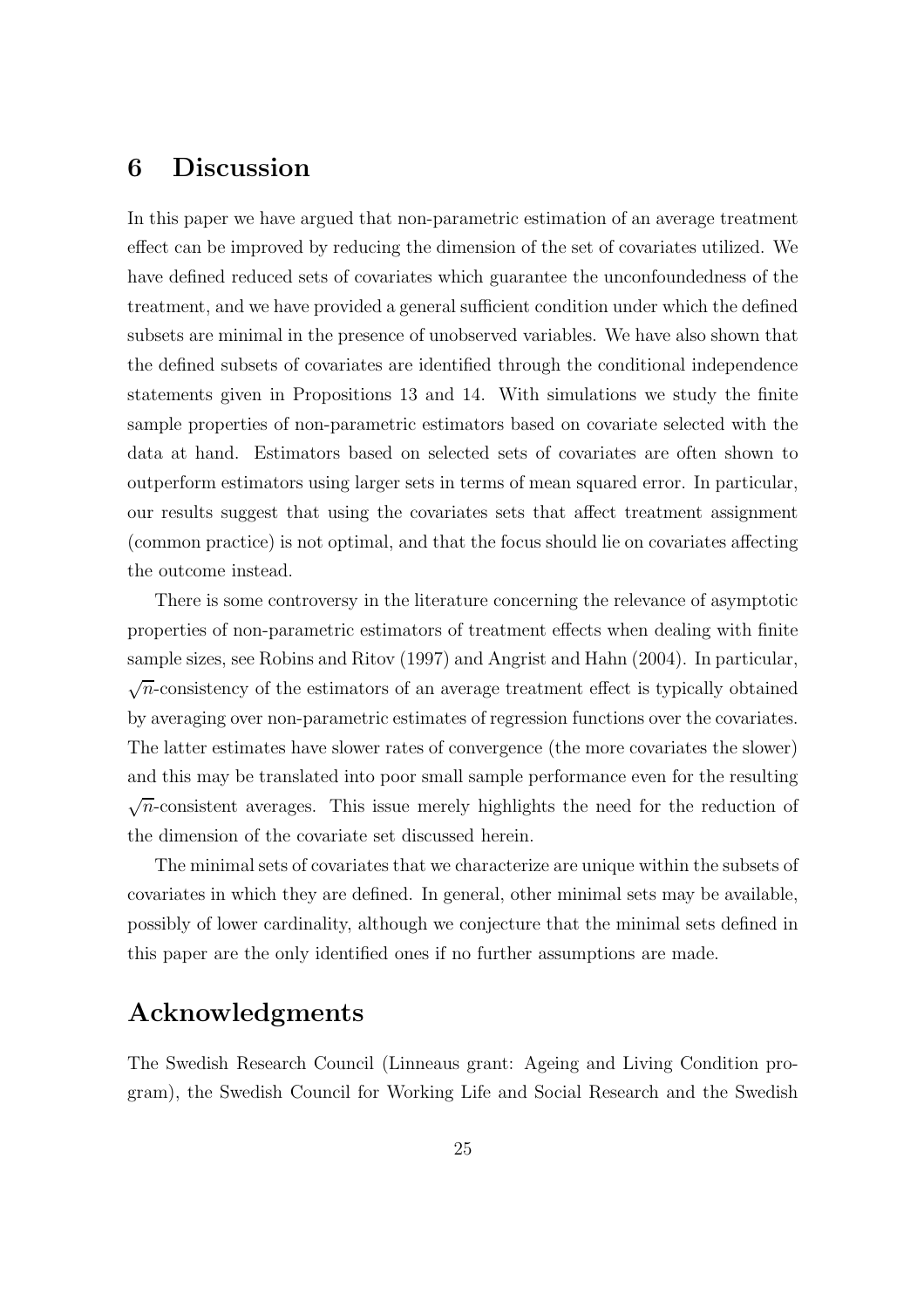## 6 Discussion

In this paper we have argued that non-parametric estimation of an average treatment effect can be improved by reducing the dimension of the set of covariates utilized. We have defined reduced sets of covariates which guarantee the unconfoundedness of the treatment, and we have provided a general sufficient condition under which the defined subsets are minimal in the presence of unobserved variables. We have also shown that the defined subsets of covariates are identified through the conditional independence statements given in Propositions 13 and 14. With simulations we study the finite sample properties of non-parametric estimators based on covariate selected with the data at hand. Estimators based on selected sets of covariates are often shown to outperform estimators using larger sets in terms of mean squared error. In particular, our results suggest that using the covariates sets that affect treatment assignment (common practice) is not optimal, and that the focus should lie on covariates affecting the outcome instead.

There is some controversy in the literature concerning the relevance of asymptotic properties of non-parametric estimators of treatment effects when dealing with finite sample sizes, see Robins and Ritov (1997) and Angrist and Hahn (2004). In particular, $\sqrt{n}$-consistency of the estimators of an average treatment effect is typically obtained by averaging over non-parametric estimates of regression functions over the covariates. The latter estimates have slower rates of convergence (the more covariates the slower) and this may be translated into poor small sample performance even for the resulting $\sqrt{n}$-consistent averages. This issue merely highlights the need for the reduction of the dimension of the covariate set discussed herein.

The minimal sets of covariates that we characterize are unique within the subsets of covariates in which they are defined. In general, other minimal sets may be available, possibly of lower cardinality, although we conjecture that the minimal sets defined in this paper are the only identified ones if no further assumptions are made.

## Acknowledgments

The Swedish Research Council (Linneaus grant: Ageing and Living Condition program), the Swedish Council for Working Life and Social Research and the Swedish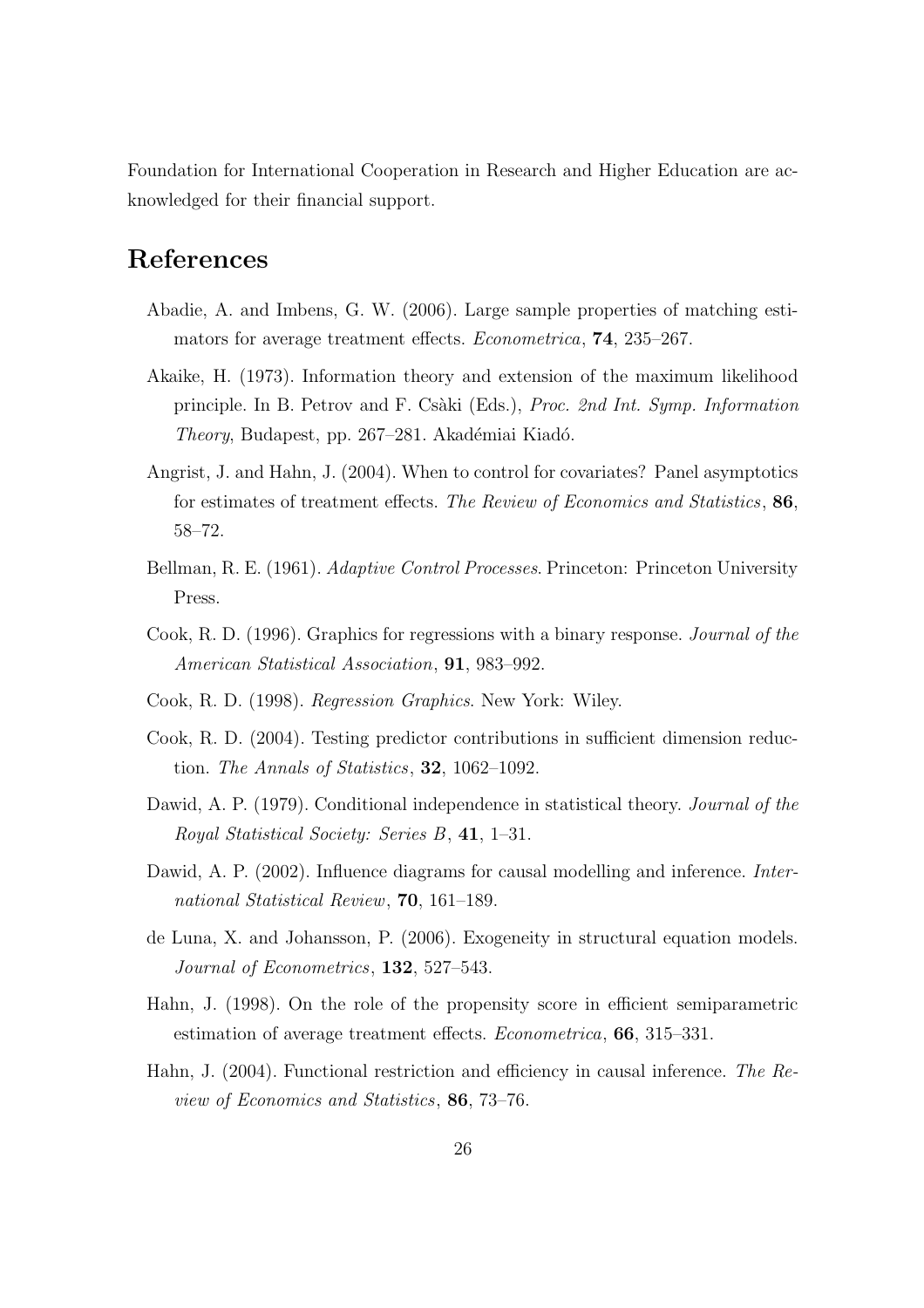Foundation for International Cooperation in Research and Higher Education are acknowledged for their financial support.

## References

Abadie, A. and Imbens, G. W. (2006). Large sample properties of matching estimators for average treatment effects. *Econometrica*, **74**, 235–267.

Akaike, H. (1973). Information theory and extension of the maximum likelihood principle. In B. Petrov and F. Csàki (Eds.), *Proc. 2nd Int. Symp. Information Theory*, Budapest, pp. 267–281. Akadémiai Kiadó.

Angrist, J. and Hahn, J. (2004). When to control for covariates? Panel asymptotics for estimates of treatment effects. *The Review of Economics and Statistics*, **86**, 58–72.

Bellman, R. E. (1961). *Adaptive Control Processes*. Princeton: Princeton University Press.

Cook, R. D. (1996). Graphics for regressions with a binary response. *Journal of the American Statistical Association*, **91**, 983–992.

Cook, R. D. (1998). *Regression Graphics*. New York: Wiley.

Cook, R. D. (2004). Testing predictor contributions in sufficient dimension reduction. *The Annals of Statistics*, **32**, 1062–1092.

Dawid, A. P. (1979). Conditional independence in statistical theory. *Journal of the Royal Statistical Society: Series B*, **41**, 1–31.

Dawid, A. P. (2002). Influence diagrams for causal modelling and inference. *International Statistical Review*, **70**, 161–189.

de Luna, X. and Johansson, P. (2006). Exogeneity in structural equation models. *Journal of Econometrics*, **132**, 527–543.

Hahn, J. (1998). On the role of the propensity score in efficient semiparametric estimation of average treatment effects. *Econometrica*, **66**, 315–331.

Hahn, J. (2004). Functional restriction and efficiency in causal inference. *The Review of Economics and Statistics*, **86**, 73–76.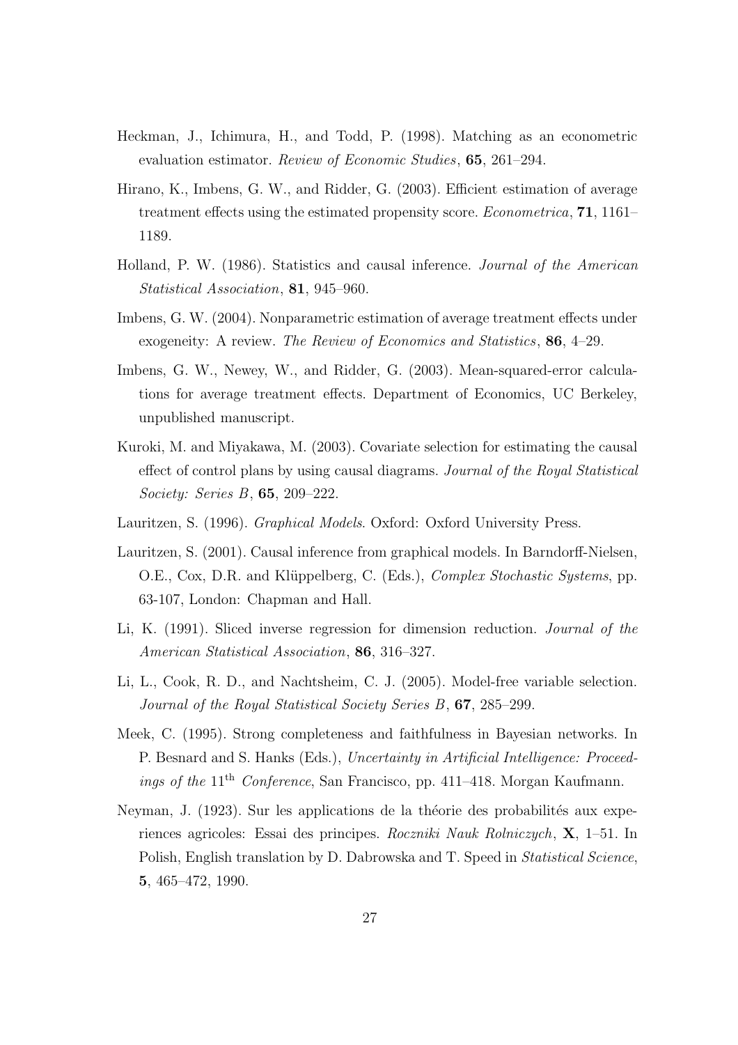Heckman, J., Ichimura, H., and Todd, P. (1998). Matching as an econometric evaluation estimator. *Review of Economic Studies*, **65**, 261–294.

Hirano, K., Imbens, G. W., and Ridder, G. (2003). Efficient estimation of average treatment effects using the estimated propensity score. *Econometrica*, **71**, 1161–1189.

Holland, P. W. (1986). Statistics and causal inference. *Journal of the American Statistical Association*, **81**, 945–960.

Imbens, G. W. (2004). Nonparametric estimation of average treatment effects under exogeneity: A review. *The Review of Economics and Statistics*, **86**, 4–29.

Imbens, G. W., Newey, W., and Ridder, G. (2003). Mean-squared-error calculations for average treatment effects. Department of Economics, UC Berkeley, unpublished manuscript.

Kuroki, M. and Miyakawa, M. (2003). Covariate selection for estimating the causal effect of control plans by using causal diagrams. *Journal of the Royal Statistical Society: Series B*, **65**, 209–222.

Lauritzen, S. (1996). *Graphical Models*. Oxford: Oxford University Press.

Lauritzen, S. (2001). Causal inference from graphical models. In Barndorff-Nielsen, O.E., Cox, D.R. and Klüppelberg, C. (Eds.), *Complex Stochastic Systems*, pp. 63-107, London: Chapman and Hall.

Li, K. (1991). Sliced inverse regression for dimension reduction. *Journal of the American Statistical Association*, **86**, 316–327.

Li, L., Cook, R. D., and Nachtsheim, C. J. (2005). Model-free variable selection. *Journal of the Royal Statistical Society Series B*, **67**, 285–299.

Meek, C. (1995). Strong completeness and faithfulness in Bayesian networks. In P. Besnard and S. Hanks (Eds.), *Uncertainty in Artificial Intelligence: Proceedings of the* 11$^{\text{th}}$ *Conference*, San Francisco, pp. 411–418. Morgan Kaufmann.

Neyman, J. (1923). Sur les applications de la théorie des probabilités aux experiences agricoles: Essai des principes. *Roczniki Nauk Rolniczych*, **X**, 1–51. In Polish, English translation by D. Dabrowska and T. Speed in *Statistical Science*, **5**, 465–472, 1990.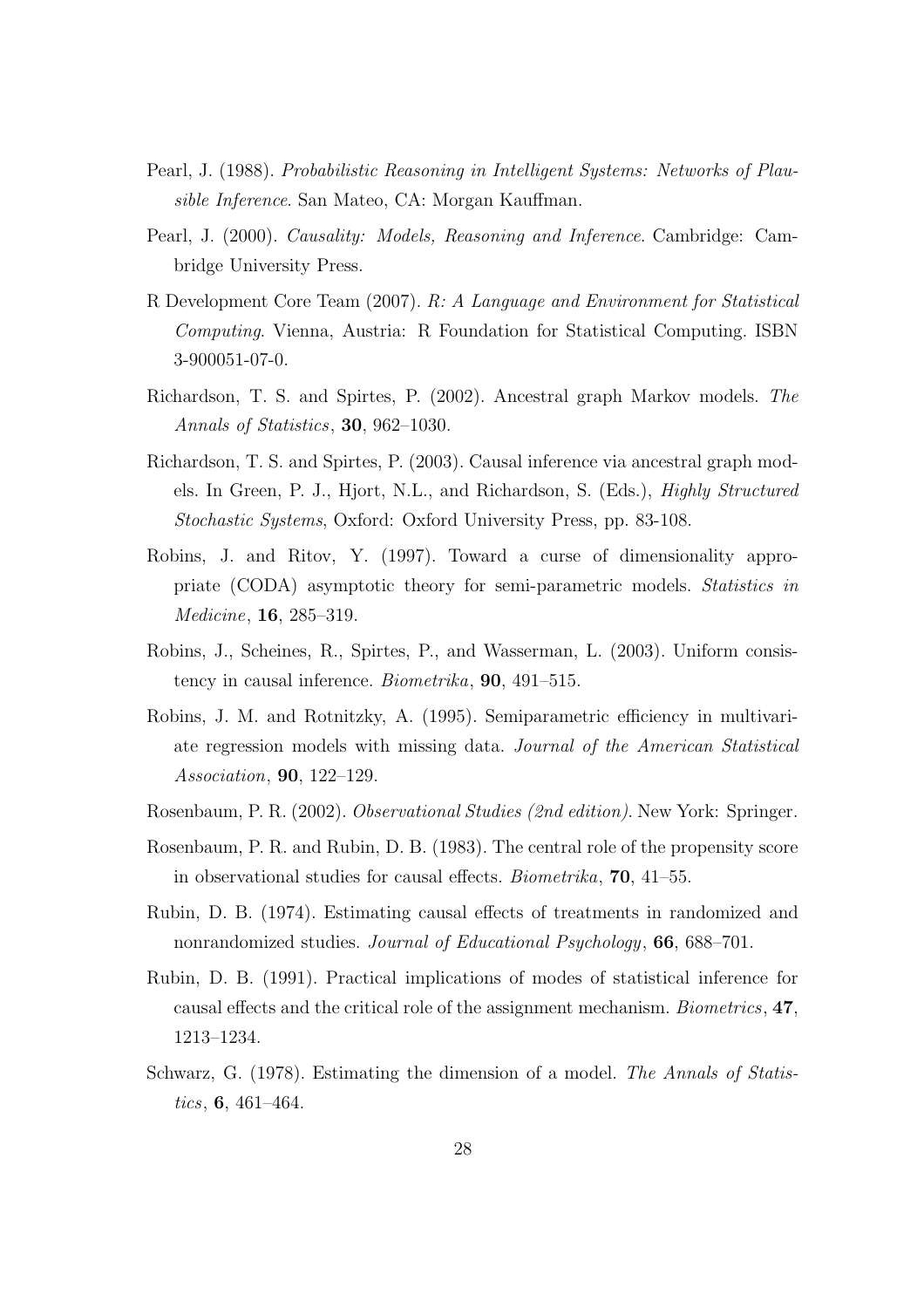Pearl, J. (1988). *Probabilistic Reasoning in Intelligent Systems: Networks of Plausible Inference*. San Mateo, CA: Morgan Kauffman.

Pearl, J. (2000). *Causality: Models, Reasoning and Inference*. Cambridge: Cambridge University Press.

R Development Core Team (2007). *R: A Language and Environment for Statistical Computing*. Vienna, Austria: R Foundation for Statistical Computing. ISBN 3-900051-07-0.

Richardson, T. S. and Spirtes, P. (2002). Ancestral graph Markov models. *The Annals of Statistics*, **30**, 962–1030.

Richardson, T. S. and Spirtes, P. (2003). Causal inference via ancestral graph models. In Green, P. J., Hjort, N.L., and Richardson, S. (Eds.), *Highly Structured Stochastic Systems*, Oxford: Oxford University Press, pp. 83-108.

Robins, J. and Ritov, Y. (1997). Toward a curse of dimensionality appropriate (CODA) asymptotic theory for semi-parametric models. *Statistics in Medicine*, **16**, 285–319.

Robins, J., Scheines, R., Spirtes, P., and Wasserman, L. (2003). Uniform consistency in causal inference. *Biometrika*, **90**, 491–515.

Robins, J. M. and Rotnitzky, A. (1995). Semiparametric efficiency in multivariate regression models with missing data. *Journal of the American Statistical Association*, **90**, 122–129.

Rosenbaum, P. R. (2002). *Observational Studies (2nd edition)*. New York: Springer.

Rosenbaum, P. R. and Rubin, D. B. (1983). The central role of the propensity score in observational studies for causal effects. *Biometrika*, **70**, 41–55.

Rubin, D. B. (1974). Estimating causal effects of treatments in randomized and nonrandomized studies. *Journal of Educational Psychology*, **66**, 688–701.

Rubin, D. B. (1991). Practical implications of modes of statistical inference for causal effects and the critical role of the assignment mechanism. *Biometrics*, **47**, 1213–1234.

Schwarz, G. (1978). Estimating the dimension of a model. *The Annals of Statistics*, **6**, 461–464.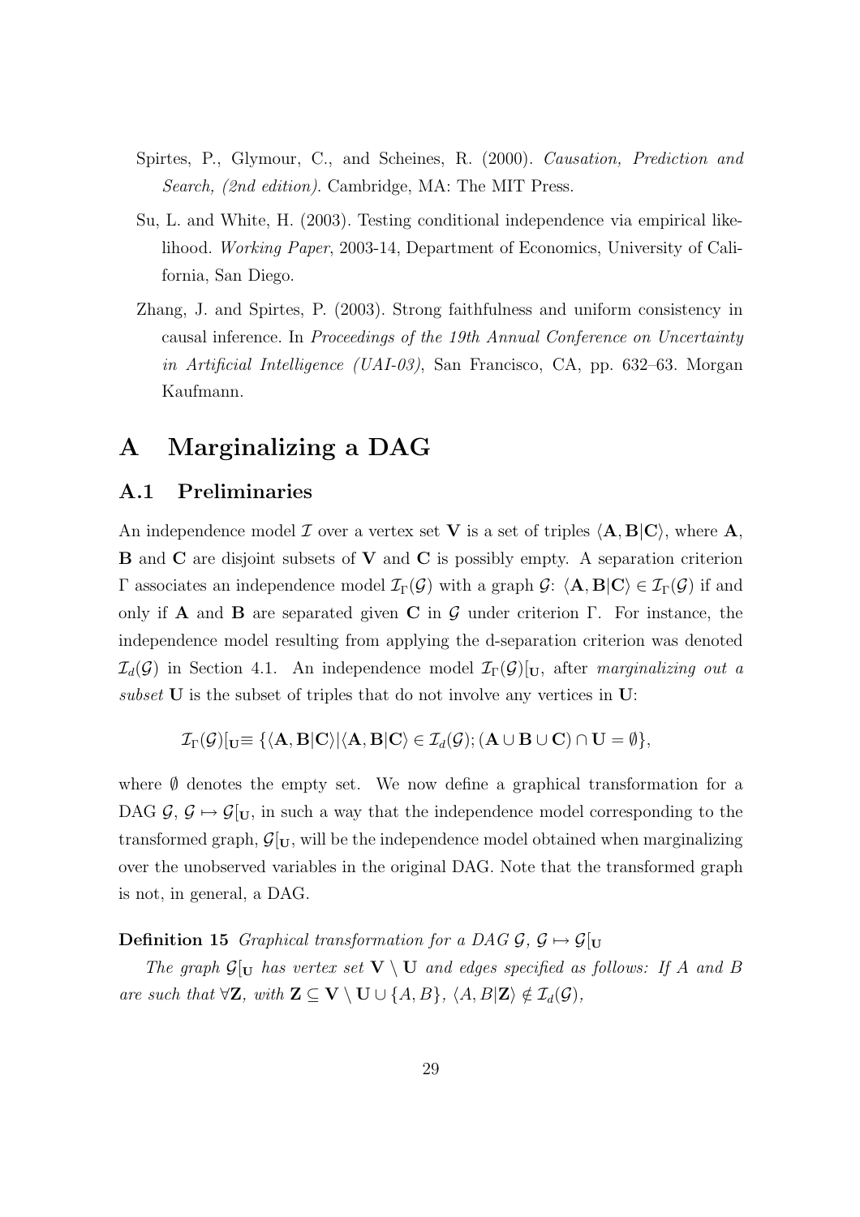Spirtes, P., Glymour, C., and Scheines, R. (2000). *Causation, Prediction and Search, (2nd edition)*. Cambridge, MA: The MIT Press.

Su, L. and White, H. (2003). Testing conditional independence via empirical likelihood. *Working Paper*, 2003-14, Department of Economics, University of California, San Diego.

Zhang, J. and Spirtes, P. (2003). Strong faithfulness and uniform consistency in causal inference. In *Proceedings of the 19th Annual Conference on Uncertainty in Artificial Intelligence (UAI-03)*, San Francisco, CA, pp. 632–63. Morgan Kaufmann.

# A Marginalizing a DAG

## A.1 Preliminaries

An independence model $\mathcal{I}$ over a vertex set $\mathbf{V}$ is a set of triples $\langle \mathbf{A}, \mathbf{B} | \mathbf{C} \rangle$, where $\mathbf{A}$, $\mathbf{B}$ and $\mathbf{C}$ are disjoint subsets of $\mathbf{V}$ and $\mathbf{C}$ is possibly empty. A separation criterion $\Gamma$ associates an independence model $\mathcal{I}_\Gamma(\mathcal{G})$ with a graph $\mathcal{G}$: $\langle \mathbf{A}, \mathbf{B} | \mathbf{C} \rangle \in \mathcal{I}_\Gamma(\mathcal{G})$ if and only if $\mathbf{A}$ and $\mathbf{B}$ are separated given $\mathbf{C}$ in $\mathcal{G}$ under criterion $\Gamma$. For instance, the independence model resulting from applying the d-separation criterion was denoted $\mathcal{I}_d(\mathcal{G})$ in Section 4.1. An independence model $\mathcal{I}_\Gamma(\mathcal{G})[_\mathbf{U}$, after *marginalizing out a subset* $\mathbf{U}$ is the subset of triples that do not involve any vertices in $\mathbf{U}$:

$$\mathcal{I}_\Gamma(\mathcal{G})[_\mathbf{U} \equiv \{\langle \mathbf{A}, \mathbf{B} | \mathbf{C} \rangle | \langle \mathbf{A}, \mathbf{B} | \mathbf{C} \rangle \in \mathcal{I}_d(\mathcal{G}); (\mathbf{A} \cup \mathbf{B} \cup \mathbf{C}) \cap \mathbf{U} = \emptyset\},$$

where $\emptyset$ denotes the empty set. We now define a graphical transformation for a DAG $\mathcal{G}$, $\mathcal{G} \mapsto \mathcal{G}[_\mathbf{U}$, in such a way that the independence model corresponding to the transformed graph, $\mathcal{G}[_\mathbf{U}$, will be the independence model obtained when marginalizing over the unobserved variables in the original DAG. Note that the transformed graph is not, in general, a DAG.

**Definition 15** *Graphical transformation for a DAG $\mathcal{G}$, $\mathcal{G} \mapsto \mathcal{G}[_\mathbf{U}$*

*The graph $\mathcal{G}[_\mathbf{U}$ has vertex set $\mathbf{V} \setminus \mathbf{U}$ and edges specified as follows: If $A$ and $B$ are such that $\forall \mathbf{Z}$, with $\mathbf{Z} \subseteq \mathbf{V} \setminus \mathbf{U} \cup \{A, B\}$, $\langle A, B | \mathbf{Z} \rangle \notin \mathcal{I}_d(\mathcal{G})$,*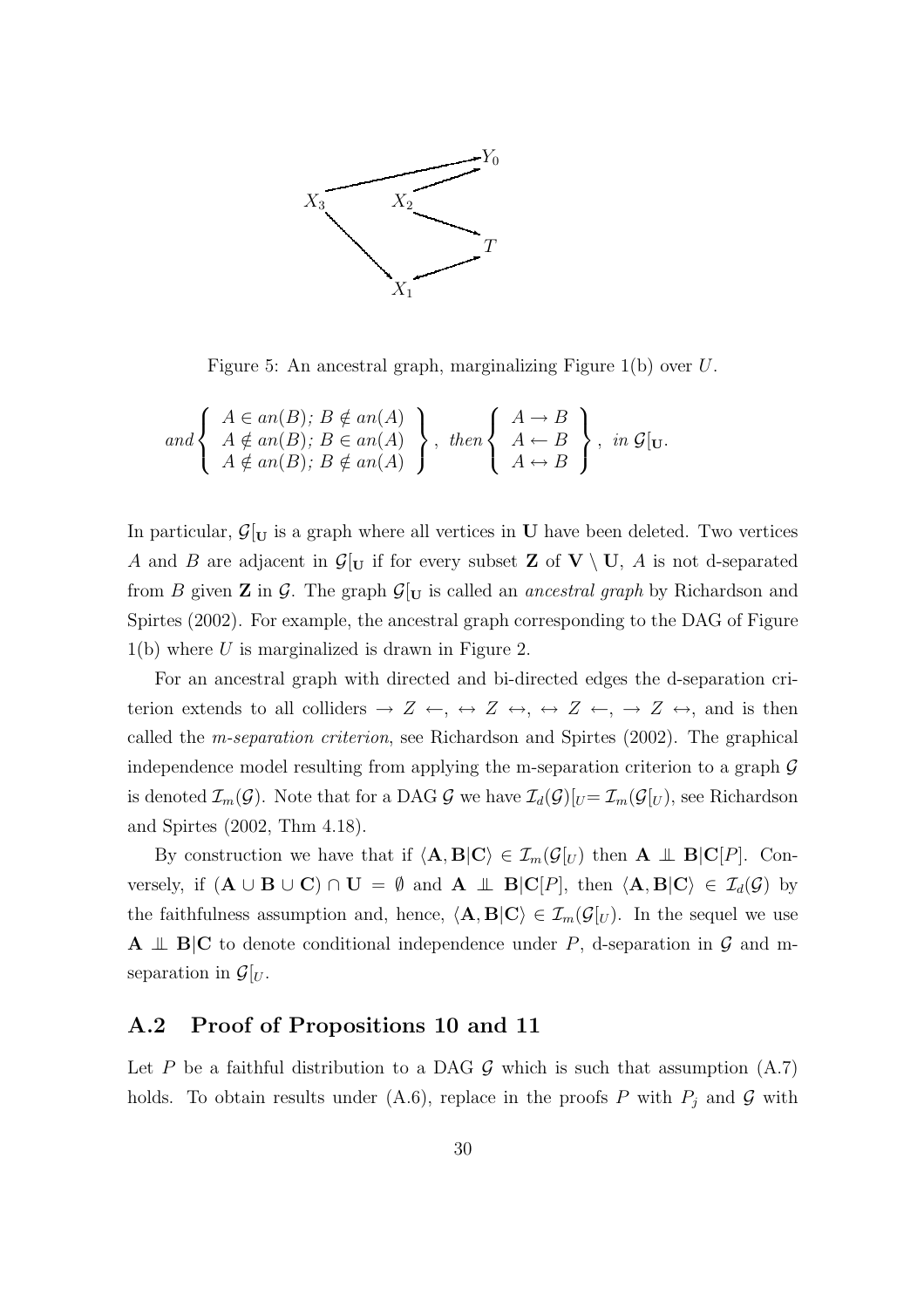Figure 5: An ancestral graph, marginalizing Figure 1(b) over $U$.

$$and \left\{ \begin{array}{l} A \in an(B);\ B \notin an(A) \\ A \notin an(B);\ B \in an(A) \\ A \notin an(B);\ B \notin an(A) \end{array} \right\},\ then \left\{ \begin{array}{l} A \to B \\ A \leftarrow B \\ A \leftrightarrow B \end{array} \right\},\ in\ \mathcal{G}[_{\mathbf{U}}.$$

In particular, $\mathcal{G}[_{\mathbf{U}}$ is a graph where all vertices in $\mathbf{U}$ have been deleted. Two vertices $A$ and $B$ are adjacent in $\mathcal{G}[_{\mathbf{U}}$ if for every subset $\mathbf{Z}$ of $\mathbf{V} \setminus \mathbf{U}$, $A$ is not d-separated from $B$ given $\mathbf{Z}$ in $\mathcal{G}$. The graph $\mathcal{G}[_{\mathbf{U}}$ is called an *ancestral graph* by Richardson and Spirtes (2002). For example, the ancestral graph corresponding to the DAG of Figure 1(b) where $U$ is marginalized is drawn in Figure 2.

For an ancestral graph with directed and bi-directed edges the d-separation criterion extends to all colliders $\to Z \leftarrow$, $\leftrightarrow Z \leftrightarrow$, $\leftrightarrow Z \leftarrow$, $\to Z \leftrightarrow$, and is then called the *m-separation criterion*, see Richardson and Spirtes (2002). The graphical independence model resulting from applying the m-separation criterion to a graph $\mathcal{G}$ is denoted $\mathcal{I}_m(\mathcal{G})$. Note that for a DAG $\mathcal{G}$ we have $\mathcal{I}_d(\mathcal{G})[_U = \mathcal{I}_m(\mathcal{G}[_U)$, see Richardson and Spirtes (2002, Thm 4.18).

By construction we have that if $\langle \mathbf{A}, \mathbf{B} | \mathbf{C} \rangle \in \mathcal{I}_m(\mathcal{G}[_U)$ then $\mathbf{A} \perp\!\!\!\perp \mathbf{B} | \mathbf{C}[P]$. Conversely, if $(\mathbf{A} \cup \mathbf{B} \cup \mathbf{C}) \cap \mathbf{U} = \emptyset$ and $\mathbf{A} \perp\!\!\!\perp \mathbf{B} | \mathbf{C}[P]$, then $\langle \mathbf{A}, \mathbf{B} | \mathbf{C} \rangle \in \mathcal{I}_d(\mathcal{G})$ by the faithfulness assumption and, hence, $\langle \mathbf{A}, \mathbf{B} | \mathbf{C} \rangle \in \mathcal{I}_m(\mathcal{G}[_U)$. In the sequel we use $\mathbf{A} \perp\!\!\!\perp \mathbf{B} | \mathbf{C}$ to denote conditional independence under $P$, d-separation in $\mathcal{G}$ and m-separation in $\mathcal{G}[_U$.

## A.2 Proof of Propositions 10 and 11

Let $P$ be a faithful distribution to a DAG $\mathcal{G}$ which is such that assumption (A.7) holds. To obtain results under (A.6), replace in the proofs $P$ with $P_j$ and $\mathcal{G}$ with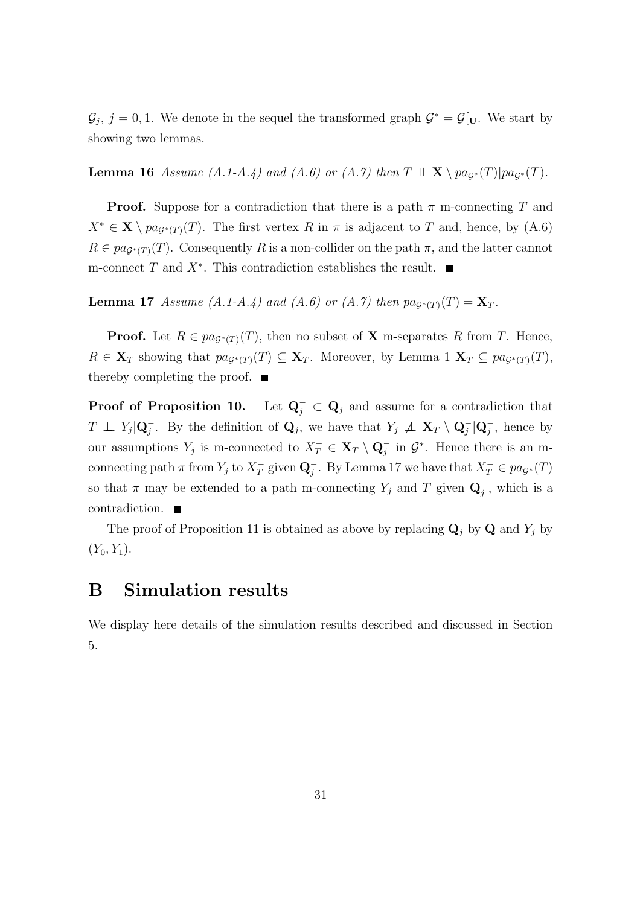$\mathcal{G}_j$, $j = 0, 1$. We denote in the sequel the transformed graph $\mathcal{G}^* = \mathcal{G}[_{\mathbf{U}}$. We start by showing two lemmas.

**Lemma 16** *Assume (A.1-A.4) and (A.6) or (A.7) then* $T \perp\!\!\!\perp \mathbf{X} \setminus pa_{\mathcal{G}^*}(T) | pa_{\mathcal{G}^*}(T)$.

**Proof.** Suppose for a contradiction that there is a path $\pi$ m-connecting $T$ and $X^* \in \mathbf{X} \setminus pa_{\mathcal{G}^*(T)}(T)$. The first vertex $R$ in $\pi$ is adjacent to $T$ and, hence, by (A.6) $R \in pa_{\mathcal{G}^*(T)}(T)$. Consequently $R$ is a non-collider on the path $\pi$, and the latter cannot m-connect $T$ and $X^*$. This contradiction establishes the result. ∎

**Lemma 17** *Assume (A.1-A.4) and (A.6) or (A.7) then* $pa_{\mathcal{G}^*(T)}(T) = \mathbf{X}_T$.

**Proof.** Let $R \in pa_{\mathcal{G}^*(T)}(T)$, then no subset of $\mathbf{X}$ m-separates $R$ from $T$. Hence, $R \in \mathbf{X}_T$ showing that $pa_{\mathcal{G}^*(T)}(T) \subseteq \mathbf{X}_T$. Moreover, by Lemma 1 $\mathbf{X}_T \subseteq pa_{\mathcal{G}^*(T)}(T)$, thereby completing the proof. ∎

**Proof of Proposition 10.** Let $\mathbf{Q}_j^- \subset \mathbf{Q}_j$ and assume for a contradiction that $T \perp\!\!\!\perp Y_j | \mathbf{Q}_j^-$. By the definition of $\mathbf{Q}_j$, we have that $Y_j \not\perp\!\!\!\perp \mathbf{X}_T \setminus \mathbf{Q}_j^- | \mathbf{Q}_j^-$, hence by our assumptions $Y_j$ is m-connected to $X_T^- \in \mathbf{X}_T \setminus \mathbf{Q}_j^-$ in $\mathcal{G}^*$. Hence there is an m-connecting path $\pi$ from $Y_j$ to $X_T^-$ given $\mathbf{Q}_j^-$. By Lemma 17 we have that $X_T^- \in pa_{\mathcal{G}^*}(T)$ so that $\pi$ may be extended to a path m-connecting $Y_j$ and $T$ given $\mathbf{Q}_j^-$, which is a contradiction. ∎

The proof of Proposition 11 is obtained as above by replacing $\mathbf{Q}_j$ by $\mathbf{Q}$ and $Y_j$ by $(Y_0, Y_1)$.

# B Simulation results

We display here details of the simulation results described and discussed in Section 5.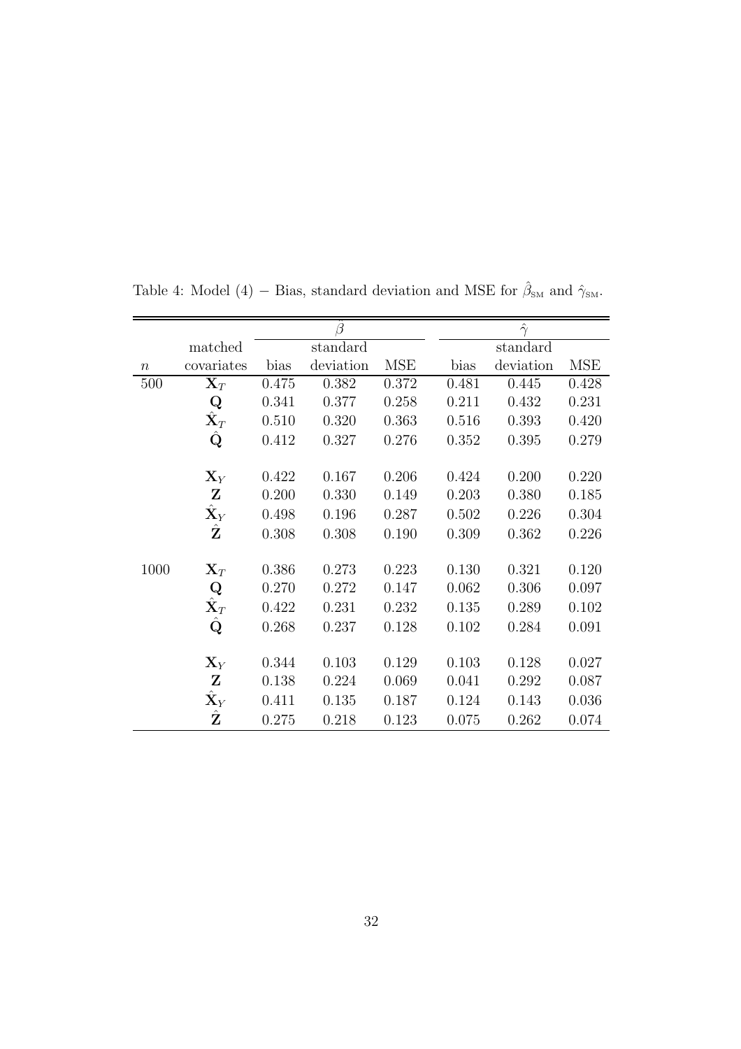Table 4: Model (4) − Bias, standard deviation and MSE for $\hat{\beta}_{\text{SM}}$ and $\hat{\gamma}_{\text{SM}}$.

| | | $\hat{\beta}$ | | | $\hat{\gamma}$ | | |
|---|---|---|---|---|---|---|---|
| $n$ | matched covariates | bias | standard deviation | MSE | bias | standard deviation | MSE |
| 500 | $\mathbf{X}_T$ | 0.475 | 0.382 | 0.372 | 0.481 | 0.445 | 0.428 |
| | $\mathbf{Q}$ | 0.341 | 0.377 | 0.258 | 0.211 | 0.432 | 0.231 |
| | $\hat{\mathbf{X}}_T$ | 0.510 | 0.320 | 0.363 | 0.516 | 0.393 | 0.420 |
| | $\hat{\mathbf{Q}}$ | 0.412 | 0.327 | 0.276 | 0.352 | 0.395 | 0.279 |
| | $\mathbf{X}_Y$ | 0.422 | 0.167 | 0.206 | 0.424 | 0.200 | 0.220 |
| | $\mathbf{Z}$ | 0.200 | 0.330 | 0.149 | 0.203 | 0.380 | 0.185 |
| | $\hat{\mathbf{X}}_Y$ | 0.498 | 0.196 | 0.287 | 0.502 | 0.226 | 0.304 |
| | $\hat{\mathbf{Z}}$ | 0.308 | 0.308 | 0.190 | 0.309 | 0.362 | 0.226 |
| 1000 | $\mathbf{X}_T$ | 0.386 | 0.273 | 0.223 | 0.130 | 0.321 | 0.120 |
| | $\mathbf{Q}$ | 0.270 | 0.272 | 0.147 | 0.062 | 0.306 | 0.097 |
| | $\hat{\mathbf{X}}_T$ | 0.422 | 0.231 | 0.232 | 0.135 | 0.289 | 0.102 |
| | $\hat{\mathbf{Q}}$ | 0.268 | 0.237 | 0.128 | 0.102 | 0.284 | 0.091 |
| | $\mathbf{X}_Y$ | 0.344 | 0.103 | 0.129 | 0.103 | 0.128 | 0.027 |
| | $\mathbf{Z}$ | 0.138 | 0.224 | 0.069 | 0.041 | 0.292 | 0.087 |
| | $\hat{\mathbf{X}}_Y$ | 0.411 | 0.135 | 0.187 | 0.124 | 0.143 | 0.036 |
| | $\hat{\mathbf{Z}}$ | 0.275 | 0.218 | 0.123 | 0.075 | 0.262 | 0.074 |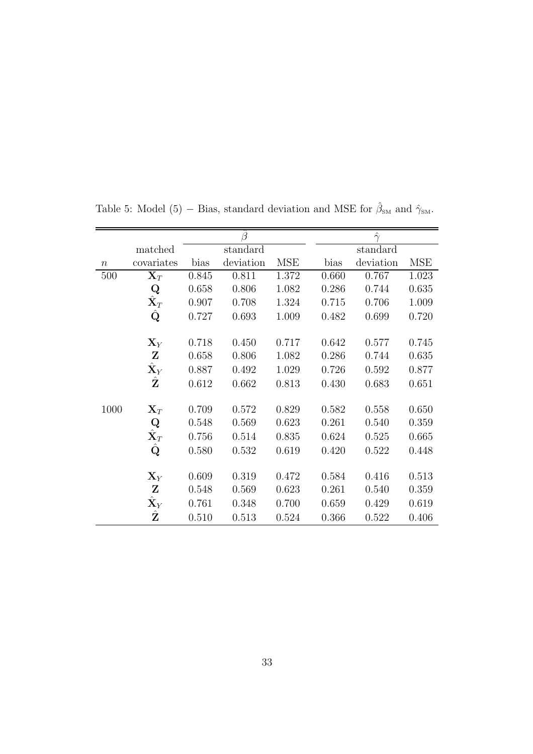Table 5: Model (5) − Bias, standard deviation and MSE for $\hat{\beta}_{\text{SM}}$ and $\hat{\gamma}_{\text{SM}}$.

| | | $\hat{\beta}$ | | | $\hat{\gamma}$ | | |
|---|---|---|---|---|---|---|---|
| $n$ | matched covariates | bias | standard deviation | MSE | bias | standard deviation | MSE |
| 500 | $\mathbf{X}_T$ | 0.845 | 0.811 | 1.372 | 0.660 | 0.767 | 1.023 |
| | $\mathbf{Q}$ | 0.658 | 0.806 | 1.082 | 0.286 | 0.744 | 0.635 |
| | $\hat{\mathbf{X}}_T$ | 0.907 | 0.708 | 1.324 | 0.715 | 0.706 | 1.009 |
| | $\hat{\mathbf{Q}}$ | 0.727 | 0.693 | 1.009 | 0.482 | 0.699 | 0.720 |
| | $\mathbf{X}_Y$ | 0.718 | 0.450 | 0.717 | 0.642 | 0.577 | 0.745 |
| | $\mathbf{Z}$ | 0.658 | 0.806 | 1.082 | 0.286 | 0.744 | 0.635 |
| | $\hat{\mathbf{X}}_Y$ | 0.887 | 0.492 | 1.029 | 0.726 | 0.592 | 0.877 |
| | $\hat{\mathbf{Z}}$ | 0.612 | 0.662 | 0.813 | 0.430 | 0.683 | 0.651 |
| 1000 | $\mathbf{X}_T$ | 0.709 | 0.572 | 0.829 | 0.582 | 0.558 | 0.650 |
| | $\mathbf{Q}$ | 0.548 | 0.569 | 0.623 | 0.261 | 0.540 | 0.359 |
| | $\hat{\mathbf{X}}_T$ | 0.756 | 0.514 | 0.835 | 0.624 | 0.525 | 0.665 |
| | $\hat{\mathbf{Q}}$ | 0.580 | 0.532 | 0.619 | 0.420 | 0.522 | 0.448 |
| | $\mathbf{X}_Y$ | 0.609 | 0.319 | 0.472 | 0.584 | 0.416 | 0.513 |
| | $\mathbf{Z}$ | 0.548 | 0.569 | 0.623 | 0.261 | 0.540 | 0.359 |
| | $\hat{\mathbf{X}}_Y$ | 0.761 | 0.348 | 0.700 | 0.659 | 0.429 | 0.619 |
| | $\hat{\mathbf{Z}}$ | 0.510 | 0.513 | 0.524 | 0.366 | 0.522 | 0.406 |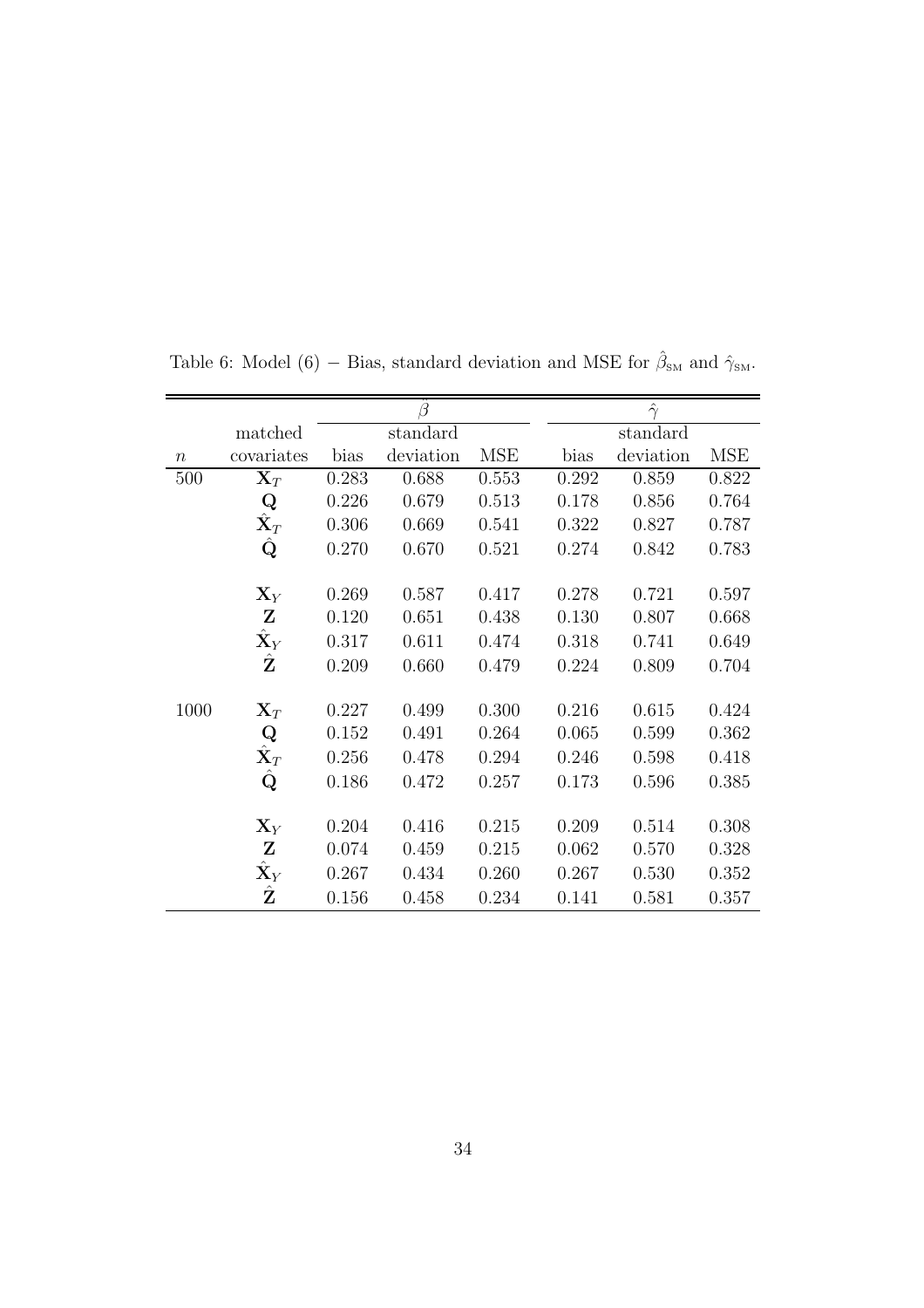Table 6: Model (6) − Bias, standard deviation and MSE for $\hat{\beta}_{\text{SM}}$ and $\hat{\gamma}_{\text{SM}}$.

| | | $\hat{\beta}$ | | | $\hat{\gamma}$ | | |
|---|---|---|---|---|---|---|---|
| | matched | | standard | | | standard | |
| $n$ | covariates | bias | deviation | MSE | bias | deviation | MSE |
| 500 | $\mathbf{X}_T$ | 0.283 | 0.688 | 0.553 | 0.292 | 0.859 | 0.822 |
| | $\mathbf{Q}$ | 0.226 | 0.679 | 0.513 | 0.178 | 0.856 | 0.764 |
| | $\hat{\mathbf{X}}_T$ | 0.306 | 0.669 | 0.541 | 0.322 | 0.827 | 0.787 |
| | $\hat{\mathbf{Q}}$ | 0.270 | 0.670 | 0.521 | 0.274 | 0.842 | 0.783 |
| | $\mathbf{X}_Y$ | 0.269 | 0.587 | 0.417 | 0.278 | 0.721 | 0.597 |
| | $\mathbf{Z}$ | 0.120 | 0.651 | 0.438 | 0.130 | 0.807 | 0.668 |
| | $\hat{\mathbf{X}}_Y$ | 0.317 | 0.611 | 0.474 | 0.318 | 0.741 | 0.649 |
| | $\hat{\mathbf{Z}}$ | 0.209 | 0.660 | 0.479 | 0.224 | 0.809 | 0.704 |
| 1000 | $\mathbf{X}_T$ | 0.227 | 0.499 | 0.300 | 0.216 | 0.615 | 0.424 |
| | $\mathbf{Q}$ | 0.152 | 0.491 | 0.264 | 0.065 | 0.599 | 0.362 |
| | $\hat{\mathbf{X}}_T$ | 0.256 | 0.478 | 0.294 | 0.246 | 0.598 | 0.418 |
| | $\hat{\mathbf{Q}}$ | 0.186 | 0.472 | 0.257 | 0.173 | 0.596 | 0.385 |
| | $\mathbf{X}_Y$ | 0.204 | 0.416 | 0.215 | 0.209 | 0.514 | 0.308 |
| | $\mathbf{Z}$ | 0.074 | 0.459 | 0.215 | 0.062 | 0.570 | 0.328 |
| | $\hat{\mathbf{X}}_Y$ | 0.267 | 0.434 | 0.260 | 0.267 | 0.530 | 0.352 |
| | $\hat{\mathbf{Z}}$ | 0.156 | 0.458 | 0.234 | 0.141 | 0.581 | 0.357 |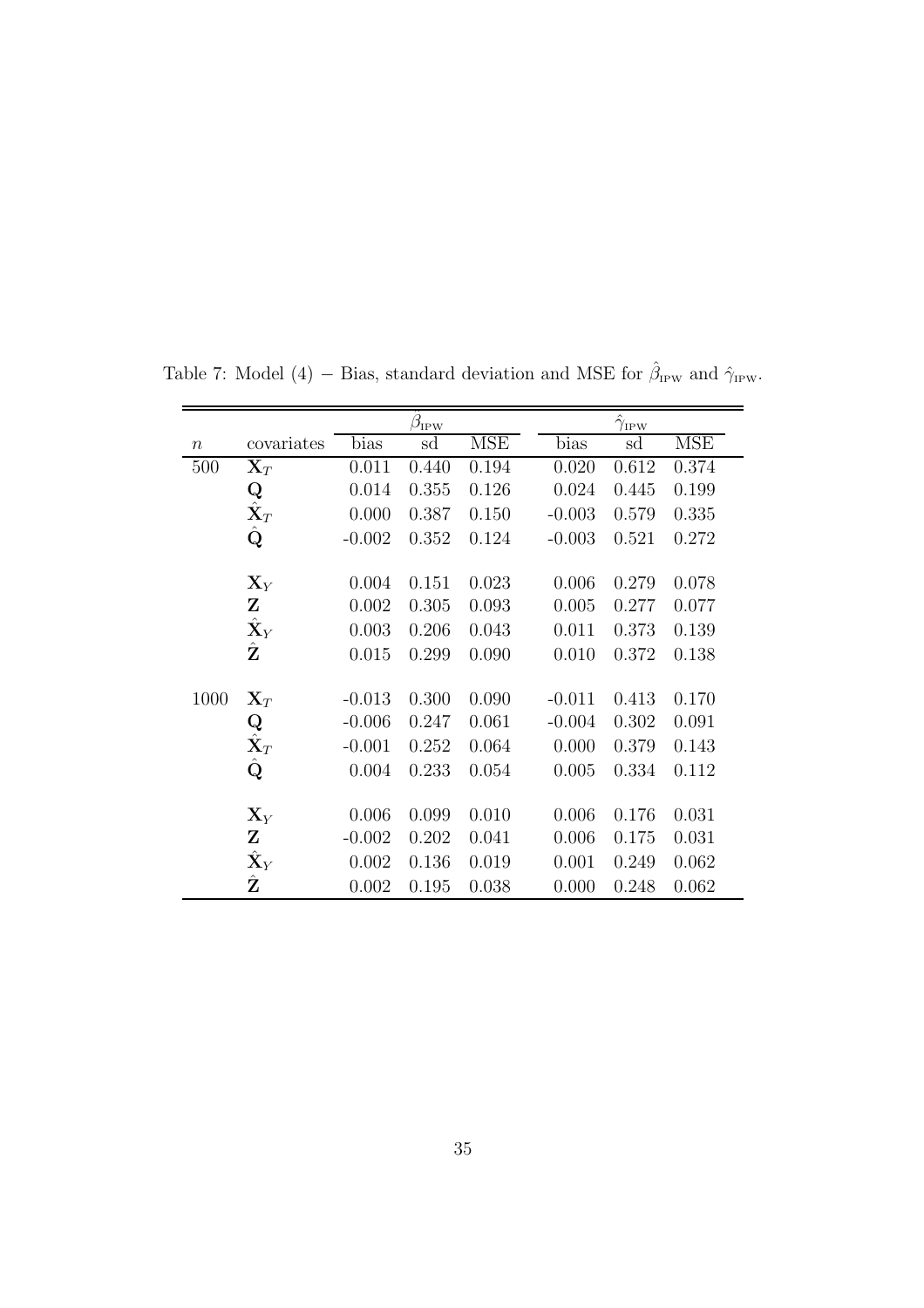Table 7: Model (4) − Bias, standard deviation and MSE for $\hat{\beta}_{\text{IPW}}$ and $\hat{\gamma}_{\text{IPW}}$.

| | | $\hat{\beta}_{\text{IPW}}$ | | | $\hat{\gamma}_{\text{IPW}}$ | | |
|---|---|---|---|---|---|---|---|
| $n$ | covariates | bias | sd | MSE | bias | sd | MSE |
| 500 | $\mathbf{X}_T$ | 0.011 | 0.440 | 0.194 | 0.020 | 0.612 | 0.374 |
| | $\mathbf{Q}$ | 0.014 | 0.355 | 0.126 | 0.024 | 0.445 | 0.199 |
| | $\hat{\mathbf{X}}_T$ | 0.000 | 0.387 | 0.150 | -0.003 | 0.579 | 0.335 |
| | $\hat{\mathbf{Q}}$ | -0.002 | 0.352 | 0.124 | -0.003 | 0.521 | 0.272 |
| | | | | | | | |
| | $\mathbf{X}_Y$ | 0.004 | 0.151 | 0.023 | 0.006 | 0.279 | 0.078 |
| | $\mathbf{Z}$ | 0.002 | 0.305 | 0.093 | 0.005 | 0.277 | 0.077 |
| | $\hat{\mathbf{X}}_Y$ | 0.003 | 0.206 | 0.043 | 0.011 | 0.373 | 0.139 |
| | $\hat{\mathbf{Z}}$ | 0.015 | 0.299 | 0.090 | 0.010 | 0.372 | 0.138 |
| | | | | | | | |
| 1000 | $\mathbf{X}_T$ | -0.013 | 0.300 | 0.090 | -0.011 | 0.413 | 0.170 |
| | $\mathbf{Q}$ | -0.006 | 0.247 | 0.061 | -0.004 | 0.302 | 0.091 |
| | $\hat{\mathbf{X}}_T$ | -0.001 | 0.252 | 0.064 | 0.000 | 0.379 | 0.143 |
| | $\hat{\mathbf{Q}}$ | 0.004 | 0.233 | 0.054 | 0.005 | 0.334 | 0.112 |
| | | | | | | | |
| | $\mathbf{X}_Y$ | 0.006 | 0.099 | 0.010 | 0.006 | 0.176 | 0.031 |
| | $\mathbf{Z}$ | -0.002 | 0.202 | 0.041 | 0.006 | 0.175 | 0.031 |
| | $\hat{\mathbf{X}}_Y$ | 0.002 | 0.136 | 0.019 | 0.001 | 0.249 | 0.062 |
| | $\hat{\mathbf{Z}}$ | 0.002 | 0.195 | 0.038 | 0.000 | 0.248 | 0.062 |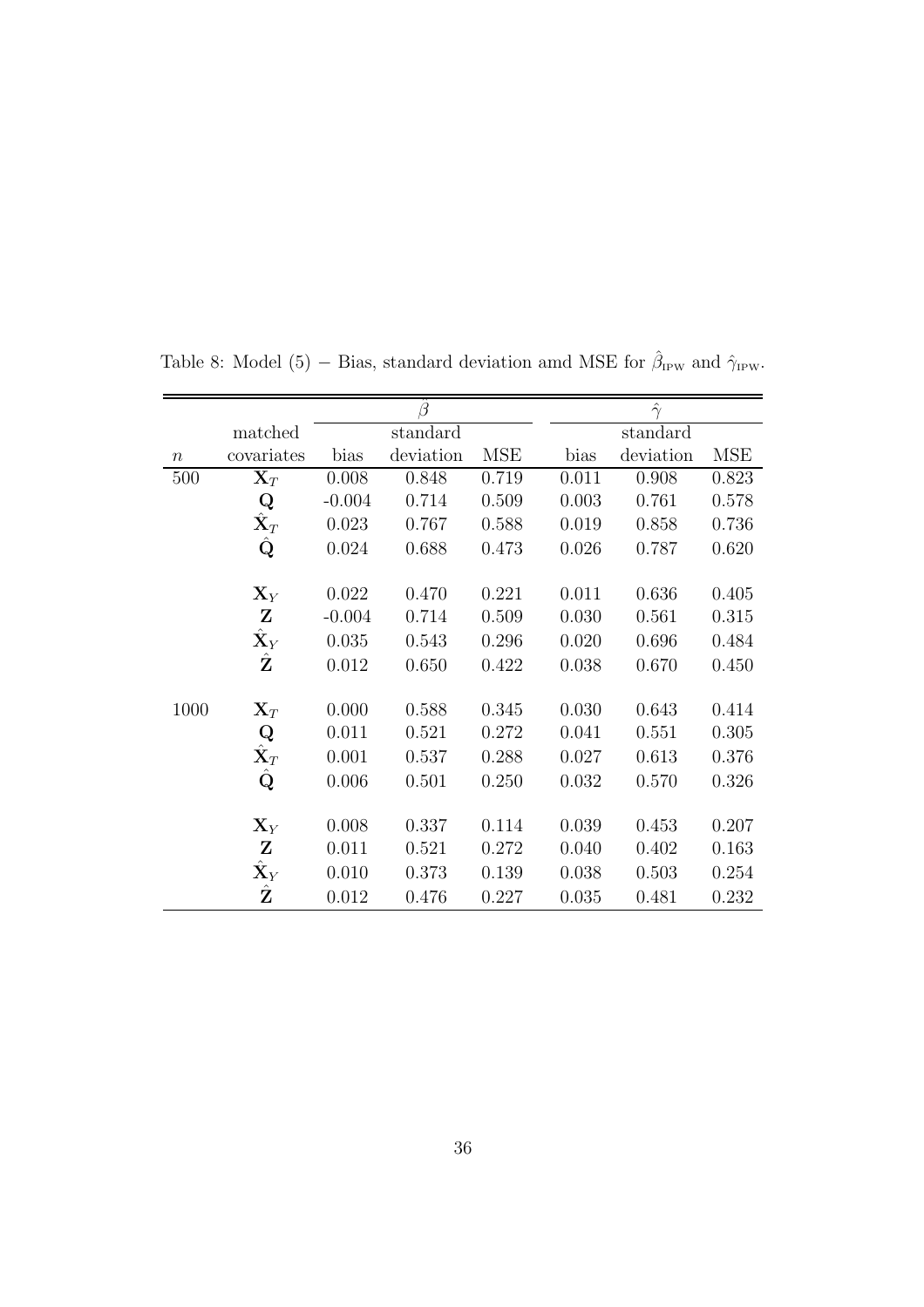Table 8: Model (5) − Bias, standard deviation amd MSE for $\hat{\beta}_{\text{IPW}}$ and $\hat{\gamma}_{\text{IPW}}$.

| | | $\hat{\beta}$ | | | $\hat{\gamma}$ | | |
|---|---|---|---|---|---|---|---|
| $n$ | matched covariates | bias | standard deviation | MSE | bias | standard deviation | MSE |
| 500 | $\mathbf{X}_T$ | 0.008 | 0.848 | 0.719 | 0.011 | 0.908 | 0.823 |
| | $\mathbf{Q}$ | -0.004 | 0.714 | 0.509 | 0.003 | 0.761 | 0.578 |
| | $\hat{\mathbf{X}}_T$ | 0.023 | 0.767 | 0.588 | 0.019 | 0.858 | 0.736 |
| | $\hat{\mathbf{Q}}$ | 0.024 | 0.688 | 0.473 | 0.026 | 0.787 | 0.620 |
| | | | | | | | |
| | $\mathbf{X}_Y$ | 0.022 | 0.470 | 0.221 | 0.011 | 0.636 | 0.405 |
| | $\mathbf{Z}$ | -0.004 | 0.714 | 0.509 | 0.030 | 0.561 | 0.315 |
| | $\hat{\mathbf{X}}_Y$ | 0.035 | 0.543 | 0.296 | 0.020 | 0.696 | 0.484 |
| | $\hat{\mathbf{Z}}$ | 0.012 | 0.650 | 0.422 | 0.038 | 0.670 | 0.450 |
| | | | | | | | |
| 1000 | $\mathbf{X}_T$ | 0.000 | 0.588 | 0.345 | 0.030 | 0.643 | 0.414 |
| | $\mathbf{Q}$ | 0.011 | 0.521 | 0.272 | 0.041 | 0.551 | 0.305 |
| | $\hat{\mathbf{X}}_T$ | 0.001 | 0.537 | 0.288 | 0.027 | 0.613 | 0.376 |
| | $\hat{\mathbf{Q}}$ | 0.006 | 0.501 | 0.250 | 0.032 | 0.570 | 0.326 |
| | | | | | | | |
| | $\mathbf{X}_Y$ | 0.008 | 0.337 | 0.114 | 0.039 | 0.453 | 0.207 |
| | $\mathbf{Z}$ | 0.011 | 0.521 | 0.272 | 0.040 | 0.402 | 0.163 |
| | $\hat{\mathbf{X}}_Y$ | 0.010 | 0.373 | 0.139 | 0.038 | 0.503 | 0.254 |
| | $\hat{\mathbf{Z}}$ | 0.012 | 0.476 | 0.227 | 0.035 | 0.481 | 0.232 |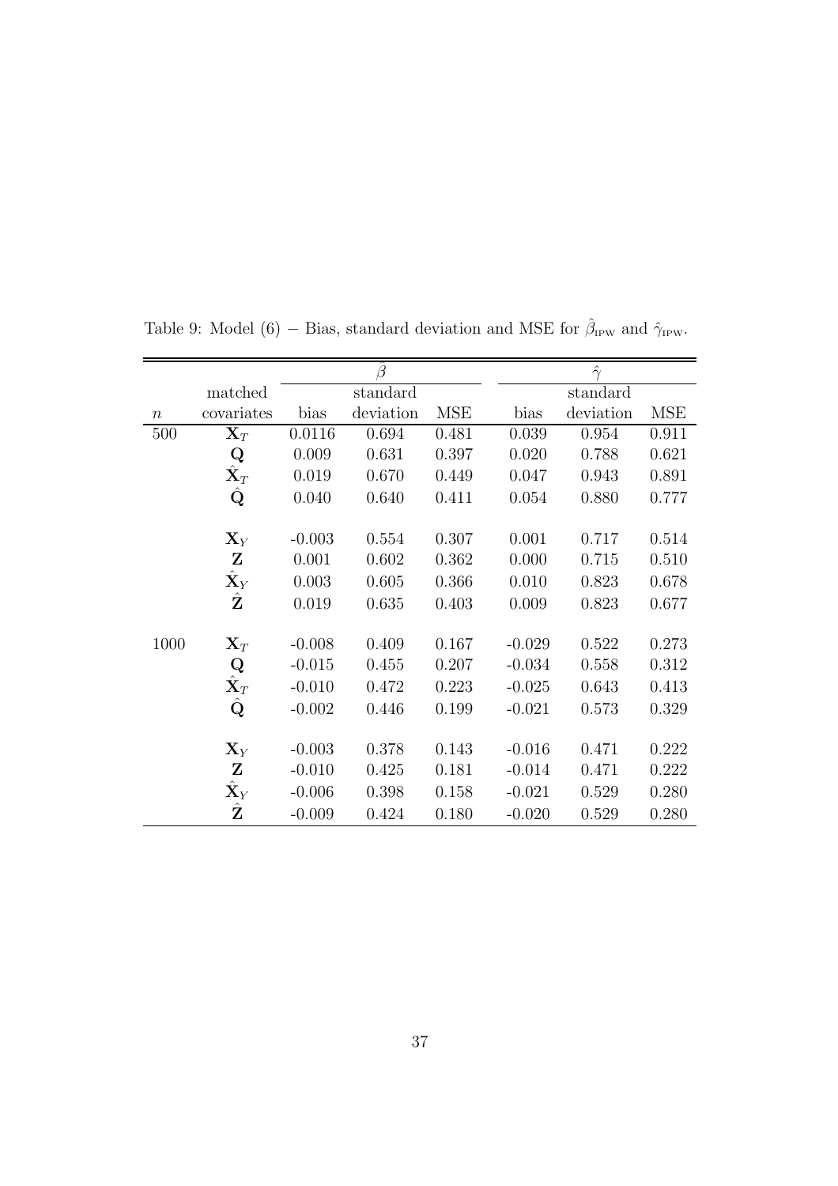Table 9: Model (6) − Bias, standard deviation and MSE for $\hat{\beta}_{\text{IPW}}$ and $\hat{\gamma}_{\text{IPW}}$.

| | | $\hat{\beta}$ | | | $\hat{\gamma}$ | | |
|---|---|---|---|---|---|---|---|
| | matched | | standard | | | standard | |
| $n$ | covariates | bias | deviation | MSE | bias | deviation | MSE |
| 500 | $\mathbf{X}_T$ | 0.0116 | 0.694 | 0.481 | 0.039 | 0.954 | 0.911 |
| | $\mathbf{Q}$ | 0.009 | 0.631 | 0.397 | 0.020 | 0.788 | 0.621 |
| | $\hat{\mathbf{X}}_T$ | 0.019 | 0.670 | 0.449 | 0.047 | 0.943 | 0.891 |
| | $\hat{\mathbf{Q}}$ | 0.040 | 0.640 | 0.411 | 0.054 | 0.880 | 0.777 |
| | $\mathbf{X}_Y$ | -0.003 | 0.554 | 0.307 | 0.001 | 0.717 | 0.514 |
| | $\mathbf{Z}$ | 0.001 | 0.602 | 0.362 | 0.000 | 0.715 | 0.510 |
| | $\hat{\mathbf{X}}_Y$ | 0.003 | 0.605 | 0.366 | 0.010 | 0.823 | 0.678 |
| | $\hat{\mathbf{Z}}$ | 0.019 | 0.635 | 0.403 | 0.009 | 0.823 | 0.677 |
| 1000 | $\mathbf{X}_T$ | -0.008 | 0.409 | 0.167 | -0.029 | 0.522 | 0.273 |
| | $\mathbf{Q}$ | -0.015 | 0.455 | 0.207 | -0.034 | 0.558 | 0.312 |
| | $\hat{\mathbf{X}}_T$ | -0.010 | 0.472 | 0.223 | -0.025 | 0.643 | 0.413 |
| | $\hat{\mathbf{Q}}$ | -0.002 | 0.446 | 0.199 | -0.021 | 0.573 | 0.329 |
| | $\mathbf{X}_Y$ | -0.003 | 0.378 | 0.143 | -0.016 | 0.471 | 0.222 |
| | $\mathbf{Z}$ | -0.010 | 0.425 | 0.181 | -0.014 | 0.471 | 0.222 |
| | $\hat{\mathbf{X}}_Y$ | -0.006 | 0.398 | 0.158 | -0.021 | 0.529 | 0.280 |
| | $\hat{\mathbf{Z}}$ | -0.009 | 0.424 | 0.180 | -0.020 | 0.529 | 0.280 |